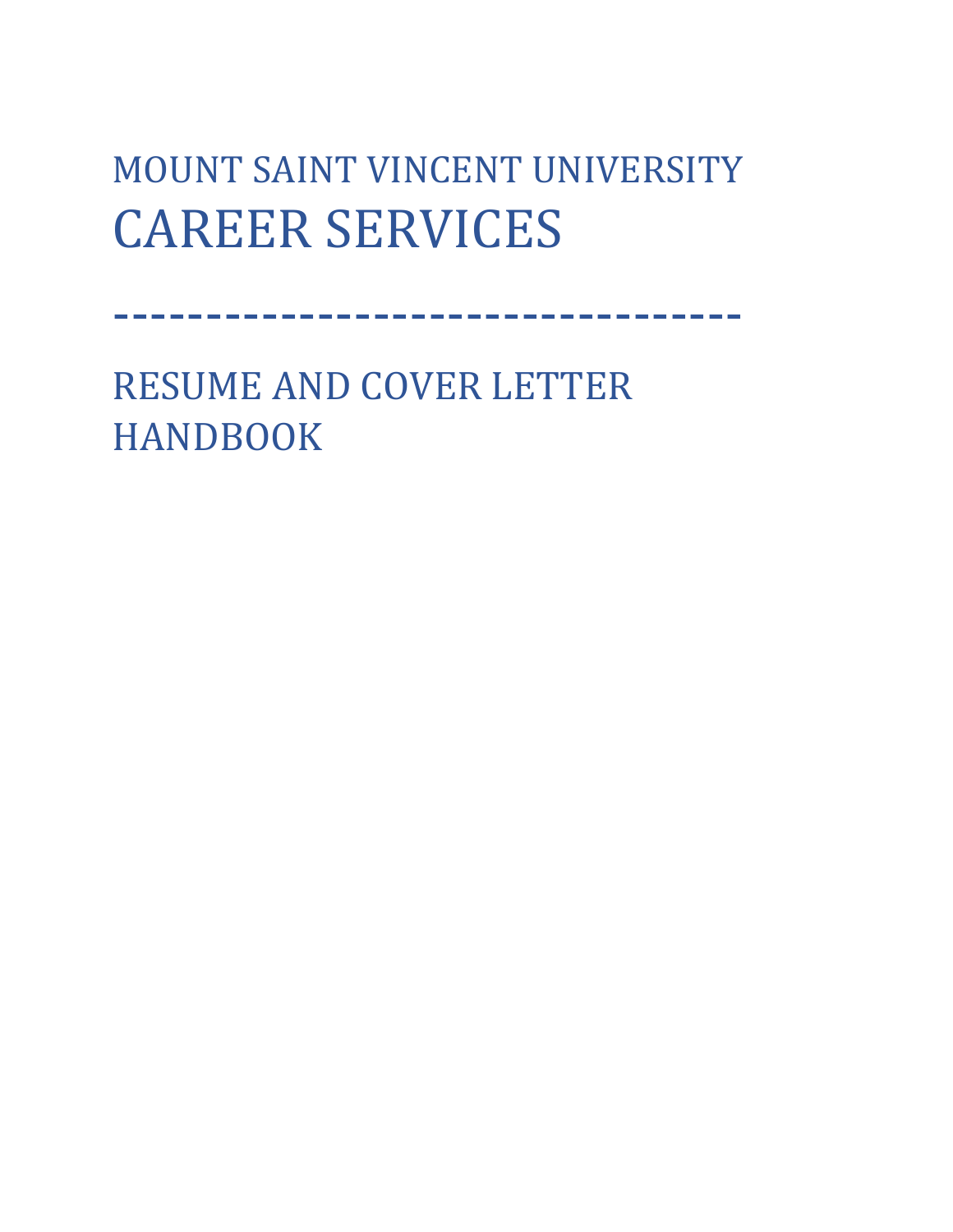# MOUNT SAINT VINCENT UNIVERSITY
# CAREER SERVICES

---

# RESUME AND COVER LETTER HANDBOOK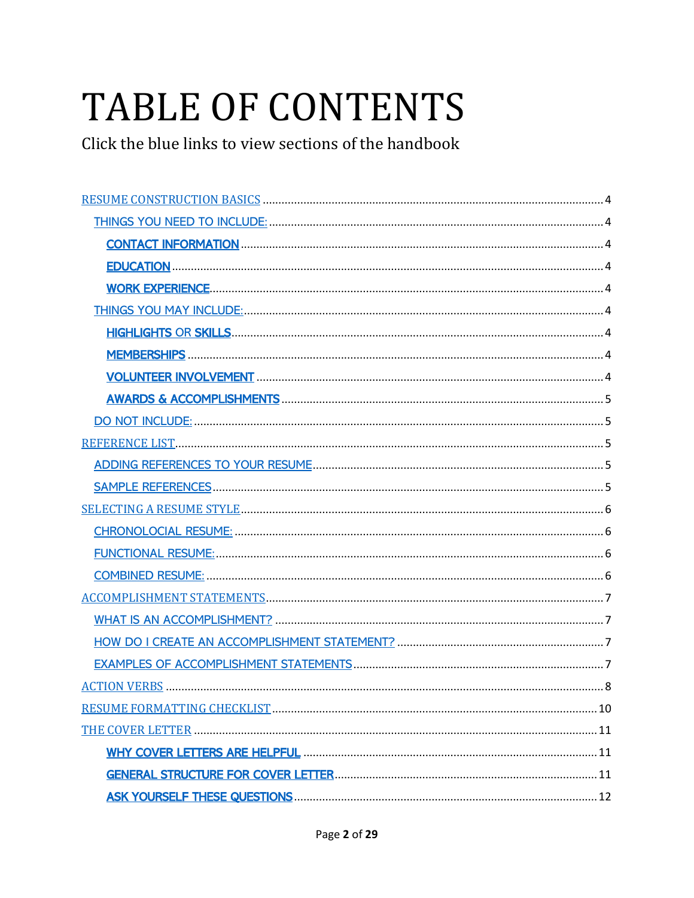# TABLE OF CONTENTS

Click the blue links to view sections of the handbook

- RESUME CONSTRUCTION BASICS ..... 4
  - THINGS YOU NEED TO INCLUDE: ..... 4
    - **CONTACT INFORMATION** ..... 4
    - **EDUCATION** ..... 4
    - **WORK EXPERIENCE** ..... 4
  - THINGS YOU MAY INCLUDE: ..... 4
    - **HIGHLIGHTS** OR **SKILLS** ..... 4
    - **MEMBERSHIPS** ..... 4
    - **VOLUNTEER INVOLVEMENT** ..... 4
    - **AWARDS & ACCOMPLISHMENTS** ..... 5
  - DO NOT INCLUDE: ..... 5
- REFERENCE LIST ..... 5
  - ADDING REFERENCES TO YOUR RESUME ..... 5
  - SAMPLE REFERENCES ..... 5
- SELECTING A RESUME STYLE ..... 6
  - CHRONOLOCIAL RESUME: ..... 6
  - FUNCTIONAL RESUME: ..... 6
  - COMBINED RESUME: ..... 6
- ACCOMPLISHMENT STATEMENTS ..... 7
  - WHAT IS AN ACCOMPLISHMENT? ..... 7
  - HOW DO I CREATE AN ACCOMPLISHMENT STATEMENT? ..... 7
  - EXAMPLES OF ACCOMPLISHMENT STATEMENTS ..... 7
- ACTION VERBS ..... 8
- RESUME FORMATTING CHECKLIST ..... 10
- THE COVER LETTER ..... 11
    - **WHY COVER LETTERS ARE HELPFUL** ..... 11
    - **GENERAL STRUCTURE FOR COVER LETTER** ..... 11
    - **ASK YOURSELF THESE QUESTIONS** ..... 12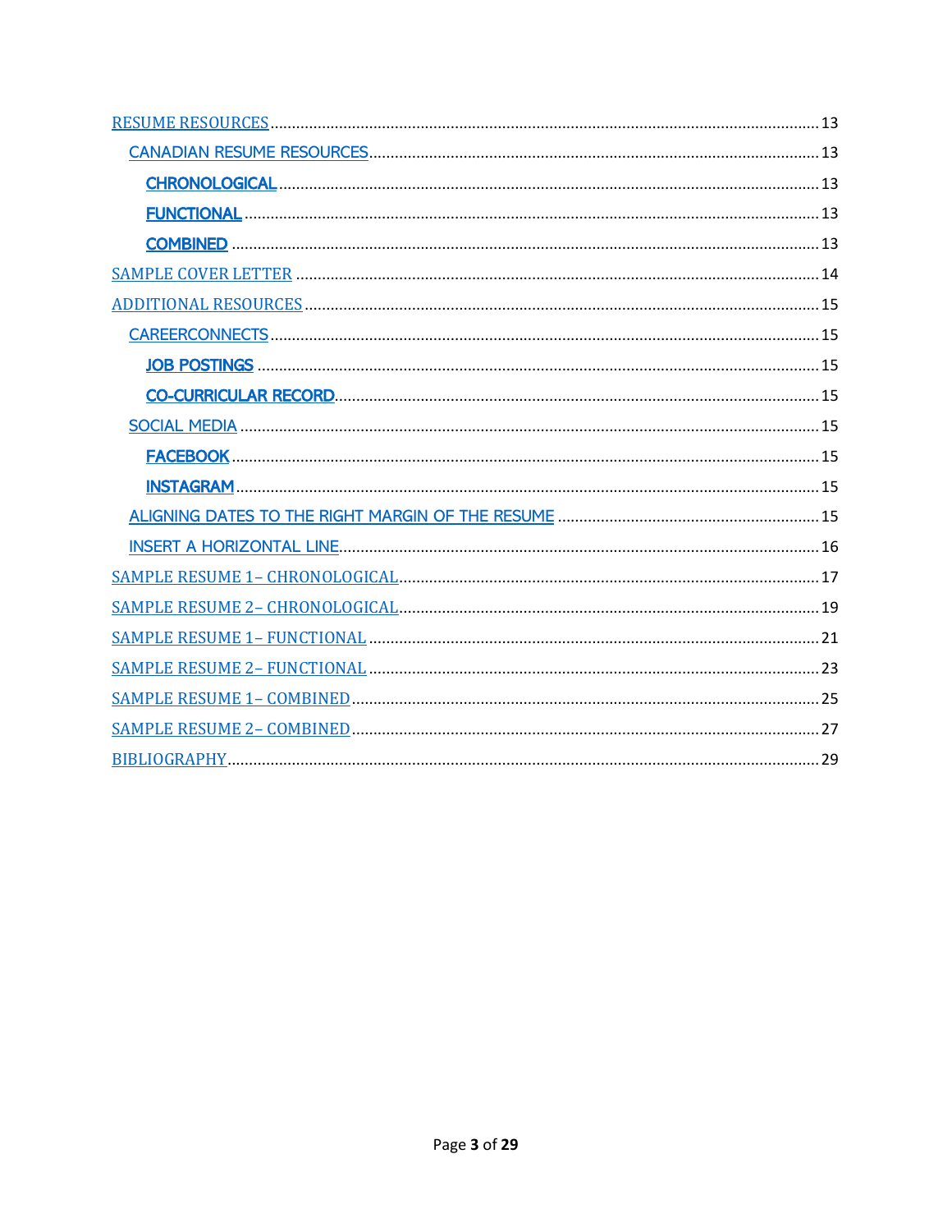- RESUME RESOURCES ........ 13
  - CANADIAN RESUME RESOURCES ........ 13
    - CHRONOLOGICAL ........ 13
    - FUNCTIONAL ........ 13
    - COMBINED ........ 13
- SAMPLE COVER LETTER ........ 14
- ADDITIONAL RESOURCES ........ 15
  - CAREERCONNECTS ........ 15
    - JOB POSTINGS ........ 15
    - CO-CURRICULAR RECORD ........ 15
  - SOCIAL MEDIA ........ 15
    - FACEBOOK ........ 15
    - INSTAGRAM ........ 15
  - ALIGNING DATES TO THE RIGHT MARGIN OF THE RESUME ........ 15
  - INSERT A HORIZONTAL LINE ........ 16
- SAMPLE RESUME 1– CHRONOLOGICAL ........ 17
- SAMPLE RESUME 2– CHRONOLOGICAL ........ 19
- SAMPLE RESUME 1– FUNCTIONAL ........ 21
- SAMPLE RESUME 2– FUNCTIONAL ........ 23
- SAMPLE RESUME 1– COMBINED ........ 25
- SAMPLE RESUME 2– COMBINED ........ 27
- BIBLIOGRAPHY ........ 29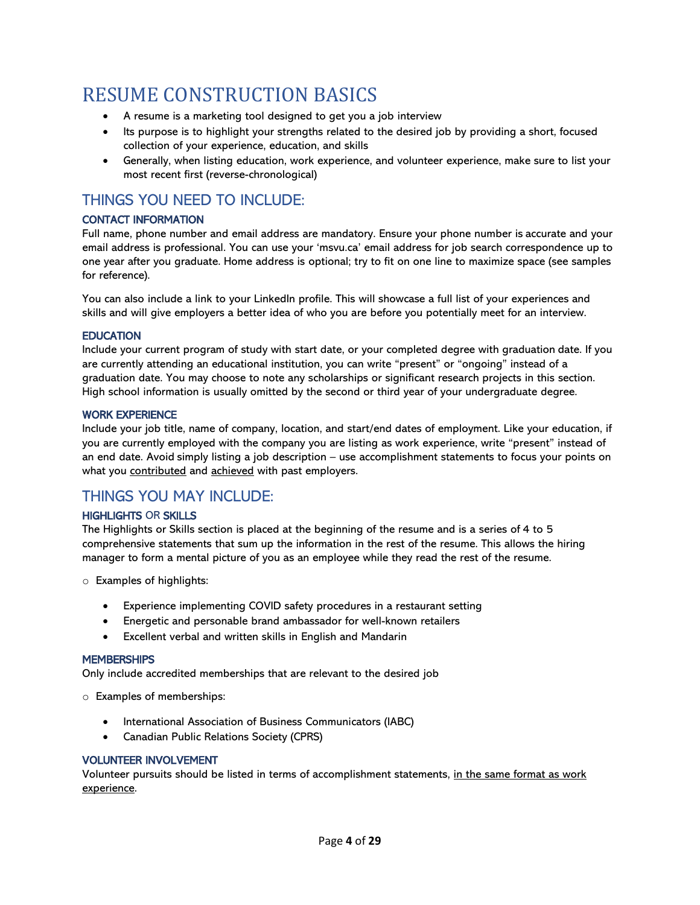# RESUME CONSTRUCTION BASICS

- A resume is a marketing tool designed to get you a job interview
- Its purpose is to highlight your strengths related to the desired job by providing a short, focused collection of your experience, education, and skills
- Generally, when listing education, work experience, and volunteer experience, make sure to list your most recent first (reverse-chronological)

## THINGS YOU NEED TO INCLUDE:

### CONTACT INFORMATION

Full name, phone number and email address are mandatory. Ensure your phone number is accurate and your email address is professional. You can use your 'msvu.ca' email address for job search correspondence up to one year after you graduate. Home address is optional; try to fit on one line to maximize space (see samples for reference).

You can also include a link to your LinkedIn profile. This will showcase a full list of your experiences and skills and will give employers a better idea of who you are before you potentially meet for an interview.

### EDUCATION

Include your current program of study with start date, or your completed degree with graduation date. If you are currently attending an educational institution, you can write "present" or "ongoing" instead of a graduation date. You may choose to note any scholarships or significant research projects in this section. High school information is usually omitted by the second or third year of your undergraduate degree.

### WORK EXPERIENCE

Include your job title, name of company, location, and start/end dates of employment. Like your education, if you are currently employed with the company you are listing as work experience, write "present" instead of an end date. Avoid simply listing a job description – use accomplishment statements to focus your points on what you <u>contributed</u> and <u>achieved</u> with past employers.

## THINGS YOU MAY INCLUDE:

### HIGHLIGHTS OR SKILLS

The Highlights or Skills section is placed at the beginning of the resume and is a series of 4 to 5 comprehensive statements that sum up the information in the rest of the resume. This allows the hiring manager to form a mental picture of you as an employee while they read the rest of the resume.

- Examples of highlights:
  - Experience implementing COVID safety procedures in a restaurant setting
  - Energetic and personable brand ambassador for well-known retailers
  - Excellent verbal and written skills in English and Mandarin

### MEMBERSHIPS

Only include accredited memberships that are relevant to the desired job

- Examples of memberships:
  - International Association of Business Communicators (IABC)
  - Canadian Public Relations Society (CPRS)

### VOLUNTEER INVOLVEMENT

Volunteer pursuits should be listed in terms of accomplishment statements, <u>in the same format as work experience</u>.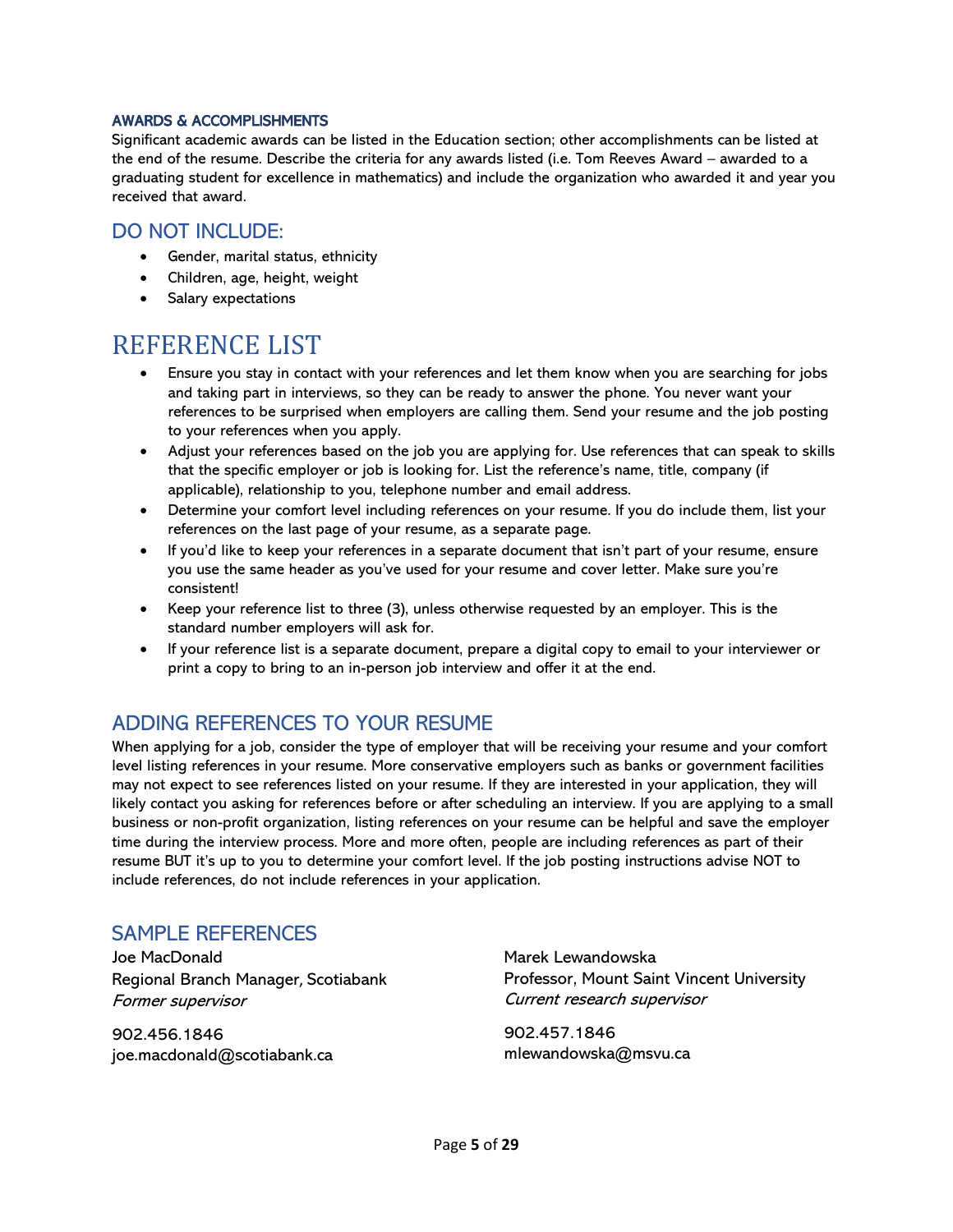### AWARDS & ACCOMPLISHMENTS

Significant academic awards can be listed in the Education section; other accomplishments can be listed at the end of the resume. Describe the criteria for any awards listed (i.e. Tom Reeves Award – awarded to a graduating student for excellence in mathematics) and include the organization who awarded it and year you received that award.

## DO NOT INCLUDE:

- Gender, marital status, ethnicity
- Children, age, height, weight
- Salary expectations

# REFERENCE LIST

- Ensure you stay in contact with your references and let them know when you are searching for jobs and taking part in interviews, so they can be ready to answer the phone. You never want your references to be surprised when employers are calling them. Send your resume and the job posting to your references when you apply.
- Adjust your references based on the job you are applying for. Use references that can speak to skills that the specific employer or job is looking for. List the reference's name, title, company (if applicable), relationship to you, telephone number and email address.
- Determine your comfort level including references on your resume. If you do include them, list your references on the last page of your resume, as a separate page.
- If you'd like to keep your references in a separate document that isn't part of your resume, ensure you use the same header as you've used for your resume and cover letter. Make sure you're consistent!
- Keep your reference list to three (3), unless otherwise requested by an employer. This is the standard number employers will ask for.
- If your reference list is a separate document, prepare a digital copy to email to your interviewer or print a copy to bring to an in-person job interview and offer it at the end.

## ADDING REFERENCES TO YOUR RESUME

When applying for a job, consider the type of employer that will be receiving your resume and your comfort level listing references in your resume. More conservative employers such as banks or government facilities may not expect to see references listed on your resume. If they are interested in your application, they will likely contact you asking for references before or after scheduling an interview. If you are applying to a small business or non-profit organization, listing references on your resume can be helpful and save the employer time during the interview process. More and more often, people are including references as part of their resume BUT it's up to you to determine your comfort level. If the job posting instructions advise NOT to include references, do not include references in your application.

## SAMPLE REFERENCES

Joe MacDonald
Regional Branch Manager, Scotiabank
*Former supervisor*

902.456.1846
joe.macdonald@scotiabank.ca

Marek Lewandowska
Professor, Mount Saint Vincent University
*Current research supervisor*

902.457.1846
mlewandowska@msvu.ca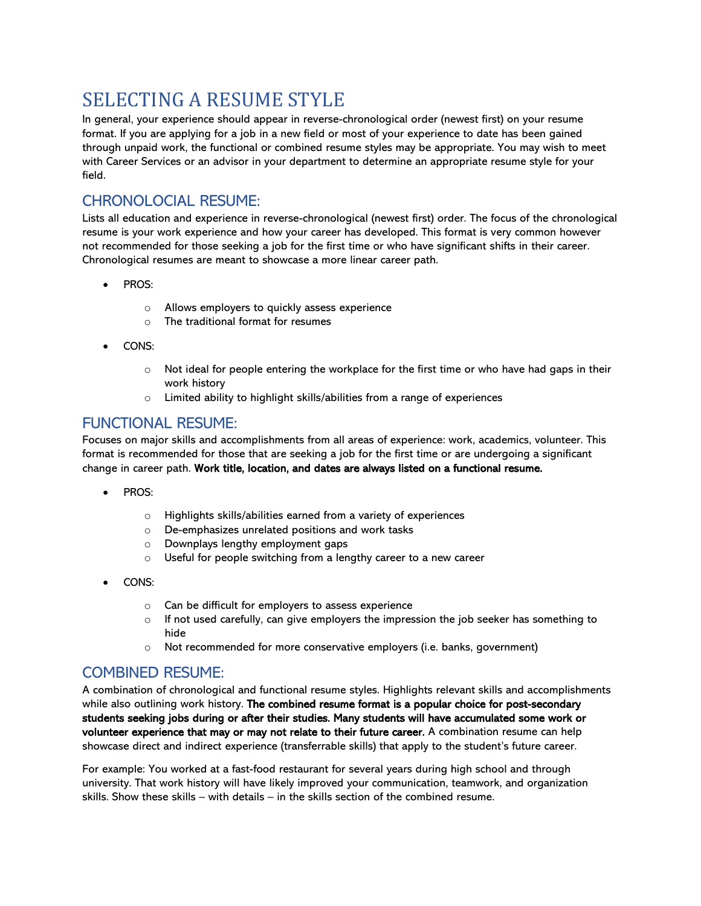# SELECTING A RESUME STYLE

In general, your experience should appear in reverse-chronological order (newest first) on your resume format. If you are applying for a job in a new field or most of your experience to date has been gained through unpaid work, the functional or combined resume styles may be appropriate. You may wish to meet with Career Services or an advisor in your department to determine an appropriate resume style for your field.

## CHRONOLOCIAL RESUME:

Lists all education and experience in reverse-chronological (newest first) order. The focus of the chronological resume is your work experience and how your career has developed. This format is very common however not recommended for those seeking a job for the first time or who have significant shifts in their career. Chronological resumes are meant to showcase a more linear career path.

- PROS:
  - Allows employers to quickly assess experience
  - The traditional format for resumes
- CONS:
  - Not ideal for people entering the workplace for the first time or who have had gaps in their work history
  - Limited ability to highlight skills/abilities from a range of experiences

## FUNCTIONAL RESUME:

Focuses on major skills and accomplishments from all areas of experience: work, academics, volunteer. This format is recommended for those that are seeking a job for the first time or are undergoing a significant change in career path. **Work title, location, and dates are always listed on a functional resume.**

- PROS:
  - Highlights skills/abilities earned from a variety of experiences
  - De-emphasizes unrelated positions and work tasks
  - Downplays lengthy employment gaps
  - Useful for people switching from a lengthy career to a new career
- CONS:
  - Can be difficult for employers to assess experience
  - If not used carefully, can give employers the impression the job seeker has something to hide
  - Not recommended for more conservative employers (i.e. banks, government)

## COMBINED RESUME:

A combination of chronological and functional resume styles. Highlights relevant skills and accomplishments while also outlining work history. **The combined resume format is a popular choice for post-secondary students seeking jobs during or after their studies. Many students will have accumulated some work or volunteer experience that may or may not relate to their future career.** A combination resume can help showcase direct and indirect experience (transferrable skills) that apply to the student's future career.

For example: You worked at a fast-food restaurant for several years during high school and through university. That work history will have likely improved your communication, teamwork, and organization skills. Show these skills – with details – in the skills section of the combined resume.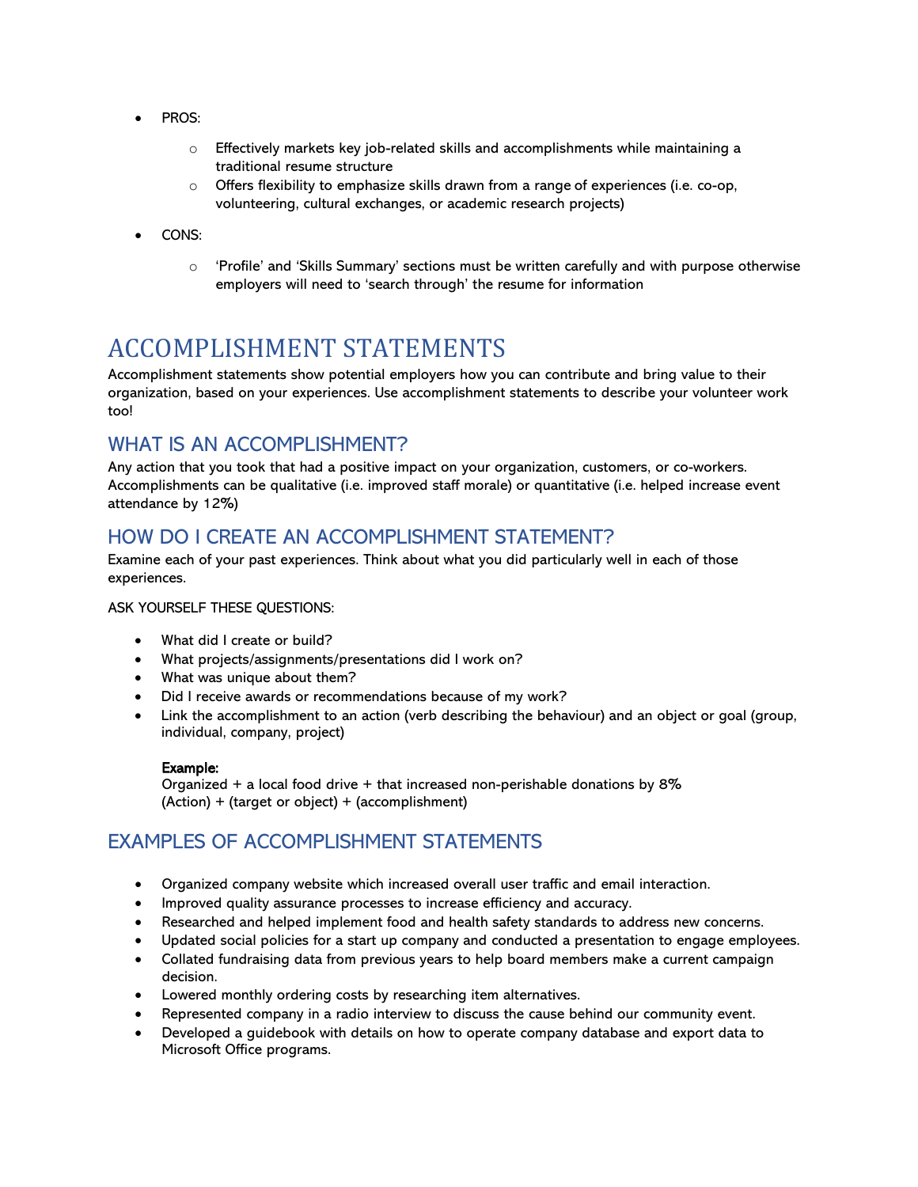- PROS:
  - Effectively markets key job-related skills and accomplishments while maintaining a traditional resume structure
  - Offers flexibility to emphasize skills drawn from a range of experiences (i.e. co-op, volunteering, cultural exchanges, or academic research projects)
- CONS:
  - 'Profile' and 'Skills Summary' sections must be written carefully and with purpose otherwise employers will need to 'search through' the resume for information

# ACCOMPLISHMENT STATEMENTS

Accomplishment statements show potential employers how you can contribute and bring value to their organization, based on your experiences. Use accomplishment statements to describe your volunteer work too!

## WHAT IS AN ACCOMPLISHMENT?

Any action that you took that had a positive impact on your organization, customers, or co-workers. Accomplishments can be qualitative (i.e. improved staff morale) or quantitative (i.e. helped increase event attendance by 12%)

## HOW DO I CREATE AN ACCOMPLISHMENT STATEMENT?

Examine each of your past experiences. Think about what you did particularly well in each of those experiences.

ASK YOURSELF THESE QUESTIONS:

- What did I create or build?
- What projects/assignments/presentations did I work on?
- What was unique about them?
- Did I receive awards or recommendations because of my work?
- Link the accomplishment to an action (verb describing the behaviour) and an object or goal (group, individual, company, project)

  **Example:**
  Organized + a local food drive + that increased non-perishable donations by 8%
  (Action) + (target or object) + (accomplishment)

## EXAMPLES OF ACCOMPLISHMENT STATEMENTS

- Organized company website which increased overall user traffic and email interaction.
- Improved quality assurance processes to increase efficiency and accuracy.
- Researched and helped implement food and health safety standards to address new concerns.
- Updated social policies for a start up company and conducted a presentation to engage employees.
- Collated fundraising data from previous years to help board members make a current campaign decision.
- Lowered monthly ordering costs by researching item alternatives.
- Represented company in a radio interview to discuss the cause behind our community event.
- Developed a guidebook with details on how to operate company database and export data to Microsoft Office programs.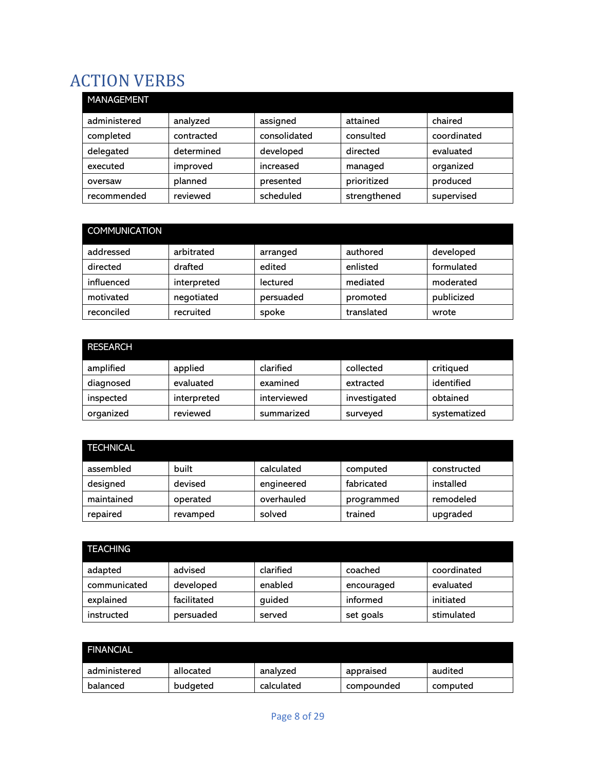# ACTION VERBS

| MANAGEMENT | | | | |
|---|---|---|---|---|
| administered | analyzed | assigned | attained | chaired |
| completed | contracted | consolidated | consulted | coordinated |
| delegated | determined | developed | directed | evaluated |
| executed | improved | increased | managed | organized |
| oversaw | planned | presented | prioritized | produced |
| recommended | reviewed | scheduled | strengthened | supervised |

| COMMUNICATION | | | | |
|---|---|---|---|---|
| addressed | arbitrated | arranged | authored | developed |
| directed | drafted | edited | enlisted | formulated |
| influenced | interpreted | lectured | mediated | moderated |
| motivated | negotiated | persuaded | promoted | publicized |
| reconciled | recruited | spoke | translated | wrote |

| RESEARCH | | | | |
|---|---|---|---|---|
| amplified | applied | clarified | collected | critiqued |
| diagnosed | evaluated | examined | extracted | identified |
| inspected | interpreted | interviewed | investigated | obtained |
| organized | reviewed | summarized | surveyed | systematized |

| TECHNICAL | | | | |
|---|---|---|---|---|
| assembled | built | calculated | computed | constructed |
| designed | devised | engineered | fabricated | installed |
| maintained | operated | overhauled | programmed | remodeled |
| repaired | revamped | solved | trained | upgraded |

| TEACHING | | | | |
|---|---|---|---|---|
| adapted | advised | clarified | coached | coordinated |
| communicated | developed | enabled | encouraged | evaluated |
| explained | facilitated | guided | informed | initiated |
| instructed | persuaded | served | set goals | stimulated |

| FINANCIAL | | | | |
|---|---|---|---|---|
| administered | allocated | analyzed | appraised | audited |
| balanced | budgeted | calculated | compounded | computed |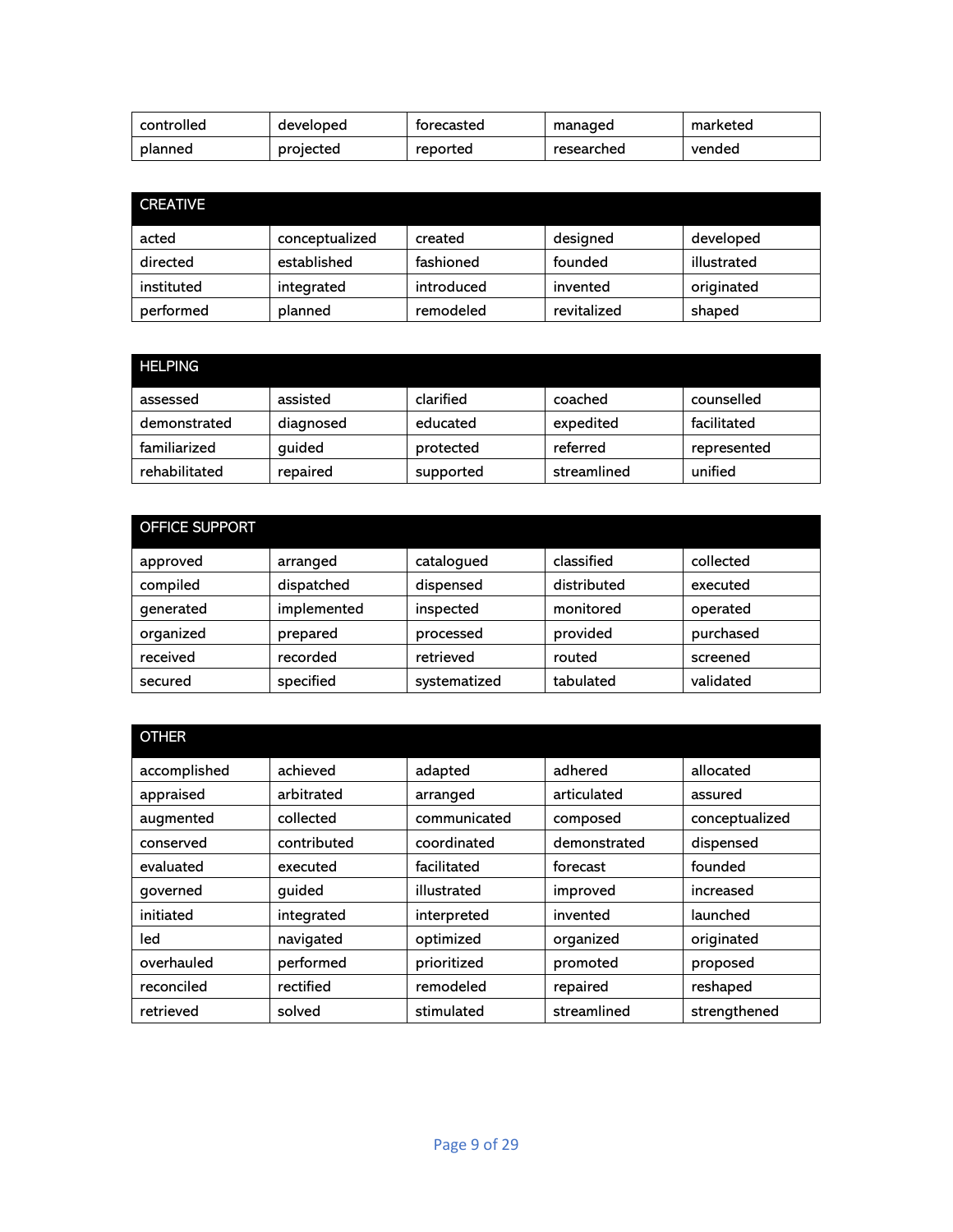| controlled | developed | forecasted | managed | marketed |
|---|---|---|---|---|
| planned | projected | reported | researched | vended |

| CREATIVE | | | | |
|---|---|---|---|---|
| acted | conceptualized | created | designed | developed |
| directed | established | fashioned | founded | illustrated |
| instituted | integrated | introduced | invented | originated |
| performed | planned | remodeled | revitalized | shaped |

| HELPING | | | | |
|---|---|---|---|---|
| assessed | assisted | clarified | coached | counselled |
| demonstrated | diagnosed | educated | expedited | facilitated |
| familiarized | guided | protected | referred | represented |
| rehabilitated | repaired | supported | streamlined | unified |

| OFFICE SUPPORT | | | | |
|---|---|---|---|---|
| approved | arranged | catalogued | classified | collected |
| compiled | dispatched | dispensed | distributed | executed |
| generated | implemented | inspected | monitored | operated |
| organized | prepared | processed | provided | purchased |
| received | recorded | retrieved | routed | screened |
| secured | specified | systematized | tabulated | validated |

| OTHER | | | | |
|---|---|---|---|---|
| accomplished | achieved | adapted | adhered | allocated |
| appraised | arbitrated | arranged | articulated | assured |
| augmented | collected | communicated | composed | conceptualized |
| conserved | contributed | coordinated | demonstrated | dispensed |
| evaluated | executed | facilitated | forecast | founded |
| governed | guided | illustrated | improved | increased |
| initiated | integrated | interpreted | invented | launched |
| led | navigated | optimized | organized | originated |
| overhauled | performed | prioritized | promoted | proposed |
| reconciled | rectified | remodeled | repaired | reshaped |
| retrieved | solved | stimulated | streamlined | strengthened |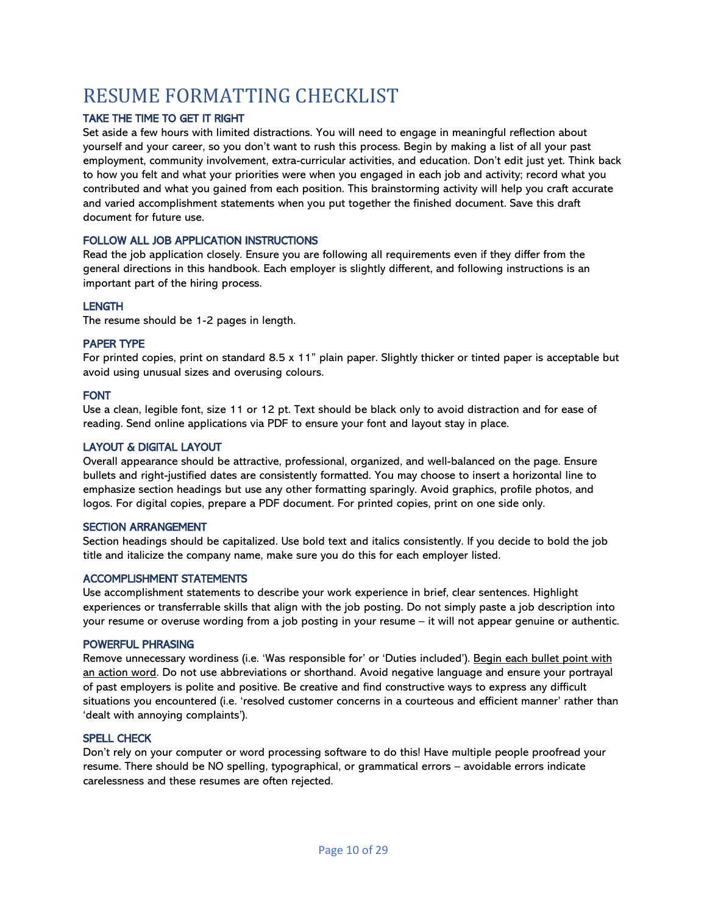# RESUME FORMATTING CHECKLIST

### TAKE THE TIME TO GET IT RIGHT

Set aside a few hours with limited distractions. You will need to engage in meaningful reflection about yourself and your career, so you don't want to rush this process. Begin by making a list of all your past employment, community involvement, extra-curricular activities, and education. Don't edit just yet. Think back to how you felt and what your priorities were when you engaged in each job and activity; record what you contributed and what you gained from each position. This brainstorming activity will help you craft accurate and varied accomplishment statements when you put together the finished document. Save this draft document for future use.

### FOLLOW ALL JOB APPLICATION INSTRUCTIONS

Read the job application closely. Ensure you are following all requirements even if they differ from the general directions in this handbook. Each employer is slightly different, and following instructions is an important part of the hiring process.

### LENGTH

The resume should be 1-2 pages in length.

### PAPER TYPE

For printed copies, print on standard 8.5 x 11" plain paper. Slightly thicker or tinted paper is acceptable but avoid using unusual sizes and overusing colours.

### FONT

Use a clean, legible font, size 11 or 12 pt. Text should be black only to avoid distraction and for ease of reading. Send online applications via PDF to ensure your font and layout stay in place.

### LAYOUT & DIGITAL LAYOUT

Overall appearance should be attractive, professional, organized, and well-balanced on the page. Ensure bullets and right-justified dates are consistently formatted. You may choose to insert a horizontal line to emphasize section headings but use any other formatting sparingly. Avoid graphics, profile photos, and logos. For digital copies, prepare a PDF document. For printed copies, print on one side only.

### SECTION ARRANGEMENT

Section headings should be capitalized. Use bold text and italics consistently. If you decide to bold the job title and italicize the company name, make sure you do this for each employer listed.

### ACCOMPLISHMENT STATEMENTS

Use accomplishment statements to describe your work experience in brief, clear sentences. Highlight experiences or transferrable skills that align with the job posting. Do not simply paste a job description into your resume or overuse wording from a job posting in your resume – it will not appear genuine or authentic.

### POWERFUL PHRASING

Remove unnecessary wordiness (i.e. 'Was responsible for' or 'Duties included'). <u>Begin each bullet point with an action word</u>. Do not use abbreviations or shorthand. Avoid negative language and ensure your portrayal of past employers is polite and positive. Be creative and find constructive ways to express any difficult situations you encountered (i.e. 'resolved customer concerns in a courteous and efficient manner' rather than 'dealt with annoying complaints').

### SPELL CHECK

Don't rely on your computer or word processing software to do this! Have multiple people proofread your resume. There should be NO spelling, typographical, or grammatical errors – avoidable errors indicate carelessness and these resumes are often rejected.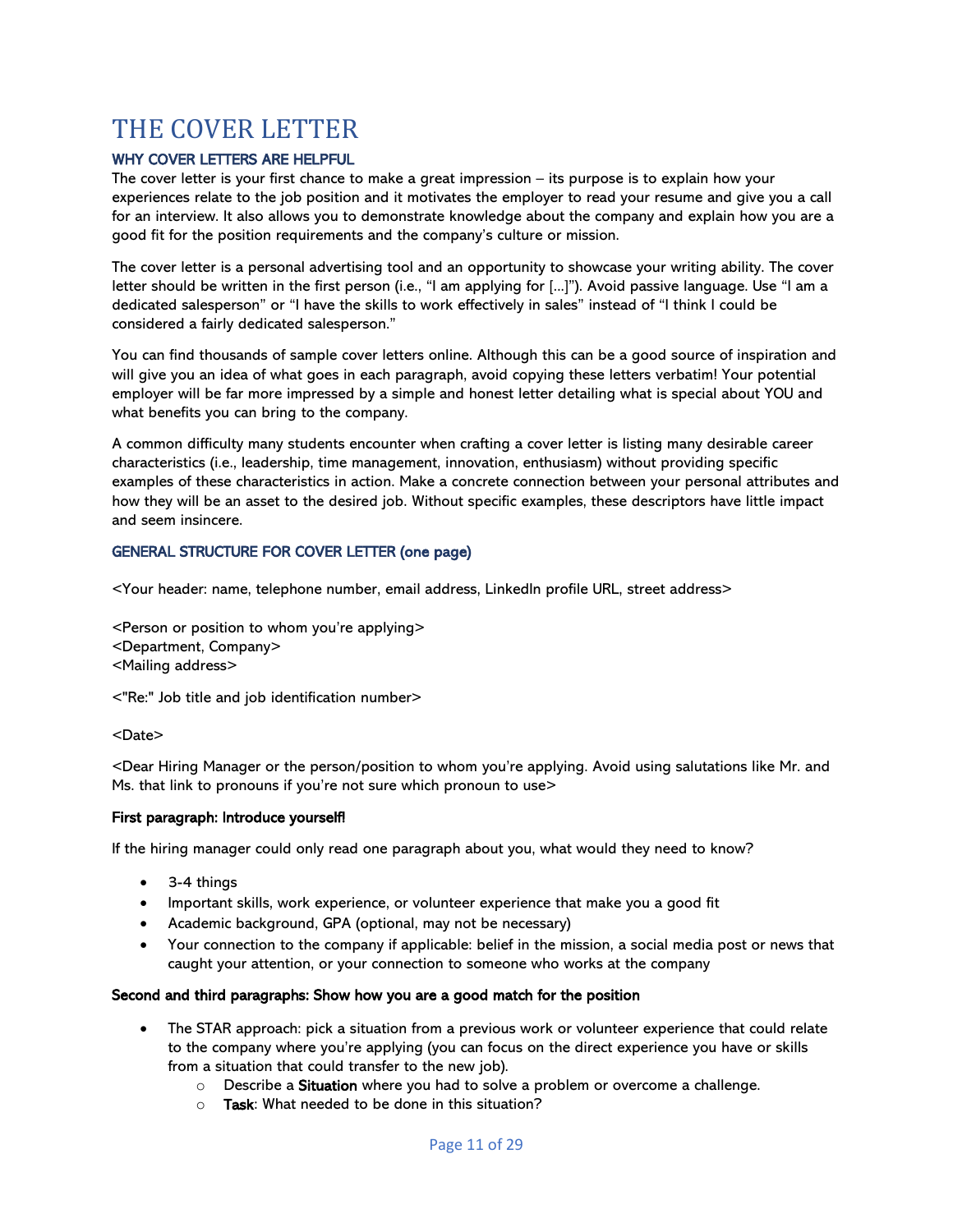# THE COVER LETTER

## WHY COVER LETTERS ARE HELPFUL

The cover letter is your first chance to make a great impression – its purpose is to explain how your experiences relate to the job position and it motivates the employer to read your resume and give you a call for an interview. It also allows you to demonstrate knowledge about the company and explain how you are a good fit for the position requirements and the company's culture or mission.

The cover letter is a personal advertising tool and an opportunity to showcase your writing ability. The cover letter should be written in the first person (i.e., "I am applying for […]"). Avoid passive language. Use "I am a dedicated salesperson" or "I have the skills to work effectively in sales" instead of "I think I could be considered a fairly dedicated salesperson."

You can find thousands of sample cover letters online. Although this can be a good source of inspiration and will give you an idea of what goes in each paragraph, avoid copying these letters verbatim! Your potential employer will be far more impressed by a simple and honest letter detailing what is special about YOU and what benefits you can bring to the company.

A common difficulty many students encounter when crafting a cover letter is listing many desirable career characteristics (i.e., leadership, time management, innovation, enthusiasm) without providing specific examples of these characteristics in action. Make a concrete connection between your personal attributes and how they will be an asset to the desired job. Without specific examples, these descriptors have little impact and seem insincere.

## GENERAL STRUCTURE FOR COVER LETTER (one page)

<Your header: name, telephone number, email address, LinkedIn profile URL, street address>

<Person or position to whom you're applying>
<Department, Company>
<Mailing address>

<"Re:" Job title and job identification number>

<Date>

<Dear Hiring Manager or the person/position to whom you're applying. Avoid using salutations like Mr. and Ms. that link to pronouns if you're not sure which pronoun to use>

**First paragraph: Introduce yourself!**

If the hiring manager could only read one paragraph about you, what would they need to know?

- 3-4 things
- Important skills, work experience, or volunteer experience that make you a good fit
- Academic background, GPA (optional, may not be necessary)
- Your connection to the company if applicable: belief in the mission, a social media post or news that caught your attention, or your connection to someone who works at the company

**Second and third paragraphs: Show how you are a good match for the position**

- The STAR approach: pick a situation from a previous work or volunteer experience that could relate to the company where you're applying (you can focus on the direct experience you have or skills from a situation that could transfer to the new job).
  - Describe a **Situation** where you had to solve a problem or overcome a challenge.
  - **Task**: What needed to be done in this situation?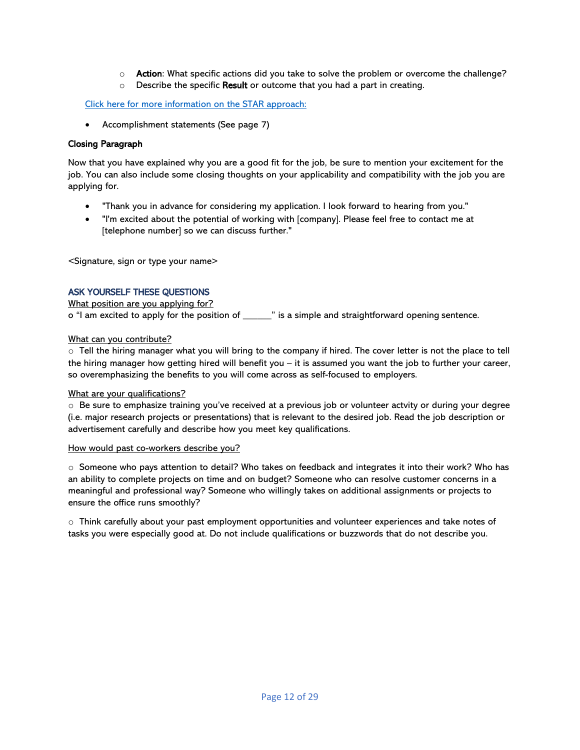- **Action**: What specific actions did you take to solve the problem or overcome the challenge?
- Describe the specific **Result** or outcome that you had a part in creating.

[Click here for more information on the STAR approach:]()

- Accomplishment statements (See page 7)

**Closing Paragraph**

Now that you have explained why you are a good fit for the job, be sure to mention your excitement for the job. You can also include some closing thoughts on your applicability and compatibility with the job you are applying for.

- "Thank you in advance for considering my application. I look forward to hearing from you."
- "I'm excited about the potential of working with [company]. Please feel free to contact me at [telephone number] so we can discuss further."

<Signature, sign or type your name>

## ASK YOURSELF THESE QUESTIONS

What position are you applying for?

o "I am excited to apply for the position of ______" is a simple and straightforward opening sentence.

What can you contribute?

○ Tell the hiring manager what you will bring to the company if hired. The cover letter is not the place to tell the hiring manager how getting hired will benefit you – it is assumed you want the job to further your career, so overemphasizing the benefits to you will come across as self-focused to employers.

What are your qualifications?

○ Be sure to emphasize training you've received at a previous job or volunteer actvity or during your degree (i.e. major research projects or presentations) that is relevant to the desired job. Read the job description or advertisement carefully and describe how you meet key qualifications.

How would past co-workers describe you?

○ Someone who pays attention to detail? Who takes on feedback and integrates it into their work? Who has an ability to complete projects on time and on budget? Someone who can resolve customer concerns in a meaningful and professional way? Someone who willingly takes on additional assignments or projects to ensure the office runs smoothly?

○ Think carefully about your past employment opportunities and volunteer experiences and take notes of tasks you were especially good at. Do not include qualifications or buzzwords that do not describe you.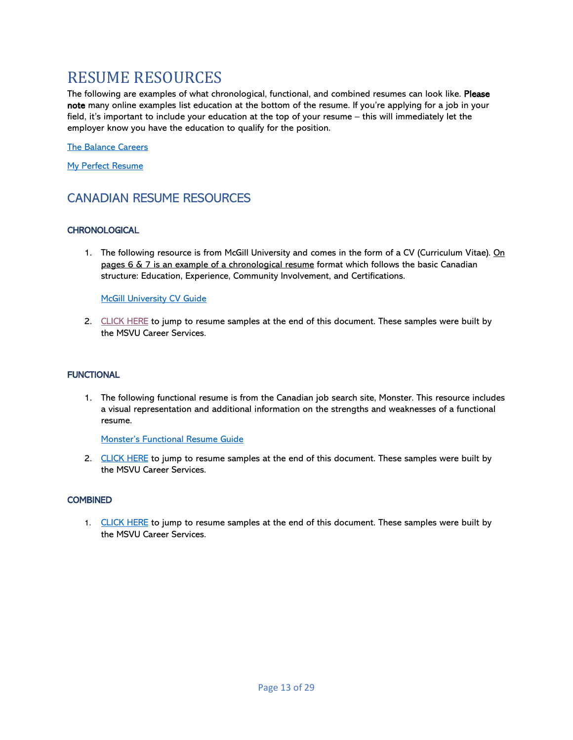# RESUME RESOURCES

The following are examples of what chronological, functional, and combined resumes can look like. **Please note** many online examples list education at the bottom of the resume. If you're applying for a job in your field, it's important to include your education at the top of your resume – this will immediately let the employer know you have the education to qualify for the position.

The Balance Careers

My Perfect Resume

## CANADIAN RESUME RESOURCES

### CHRONOLOGICAL

1. The following resource is from McGill University and comes in the form of a CV (Curriculum Vitae). On pages 6 & 7 is an example of a chronological resume format which follows the basic Canadian structure: Education, Experience, Community Involvement, and Certifications.

   McGill University CV Guide

2. CLICK HERE to jump to resume samples at the end of this document. These samples were built by the MSVU Career Services.

### FUNCTIONAL

1. The following functional resume is from the Canadian job search site, Monster. This resource includes a visual representation and additional information on the strengths and weaknesses of a functional resume.

   Monster's Functional Resume Guide

2. CLICK HERE to jump to resume samples at the end of this document. These samples were built by the MSVU Career Services.

### COMBINED

1. CLICK HERE to jump to resume samples at the end of this document. These samples were built by the MSVU Career Services.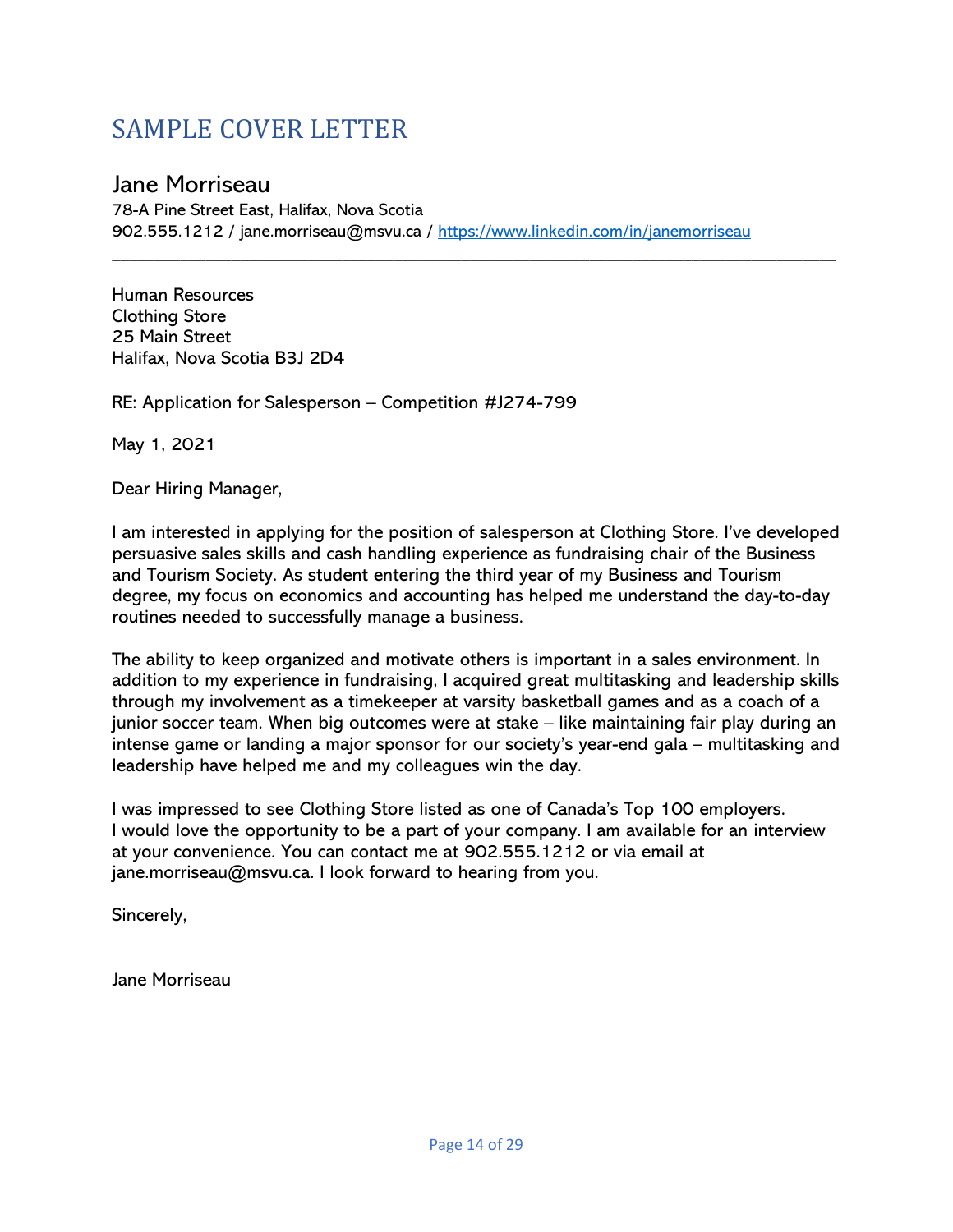# SAMPLE COVER LETTER

## Jane Morriseau

78-A Pine Street East, Halifax, Nova Scotia
902.555.1212 / jane.morriseau@msvu.ca / [https://www.linkedin.com/in/janemorriseau](https://www.linkedin.com/in/janemorriseau)

---

Human Resources
Clothing Store
25 Main Street
Halifax, Nova Scotia B3J 2D4

RE: Application for Salesperson – Competition #J274-799

May 1, 2021

Dear Hiring Manager,

I am interested in applying for the position of salesperson at Clothing Store. I've developed persuasive sales skills and cash handling experience as fundraising chair of the Business and Tourism Society. As student entering the third year of my Business and Tourism degree, my focus on economics and accounting has helped me understand the day-to-day routines needed to successfully manage a business.

The ability to keep organized and motivate others is important in a sales environment. In addition to my experience in fundraising, I acquired great multitasking and leadership skills through my involvement as a timekeeper at varsity basketball games and as a coach of a junior soccer team. When big outcomes were at stake – like maintaining fair play during an intense game or landing a major sponsor for our society's year-end gala – multitasking and leadership have helped me and my colleagues win the day.

I was impressed to see Clothing Store listed as one of Canada's Top 100 employers. I would love the opportunity to be a part of your company. I am available for an interview at your convenience. You can contact me at 902.555.1212 or via email at jane.morriseau@msvu.ca. I look forward to hearing from you.

Sincerely,

Jane Morriseau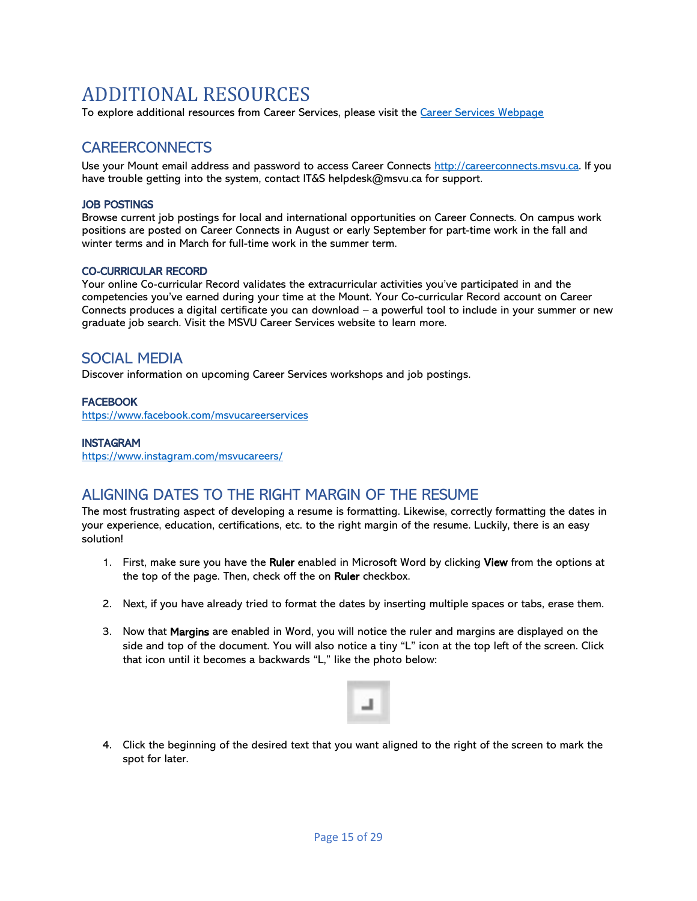# ADDITIONAL RESOURCES

To explore additional resources from Career Services, please visit the [Career Services Webpage]()

## CAREERCONNECTS

Use your Mount email address and password to access Career Connects http://careerconnects.msvu.ca. If you have trouble getting into the system, contact IT&S helpdesk@msvu.ca for support.

### JOB POSTINGS

Browse current job postings for local and international opportunities on Career Connects. On campus work positions are posted on Career Connects in August or early September for part-time work in the fall and winter terms and in March for full-time work in the summer term.

### CO-CURRICULAR RECORD

Your online Co-curricular Record validates the extracurricular activities you've participated in and the competencies you've earned during your time at the Mount. Your Co-curricular Record account on Career Connects produces a digital certificate you can download – a powerful tool to include in your summer or new graduate job search. Visit the MSVU Career Services website to learn more.

## SOCIAL MEDIA

Discover information on upcoming Career Services workshops and job postings.

### FACEBOOK

https://www.facebook.com/msvucareerservices

### INSTAGRAM

https://www.instagram.com/msvucareers/

## ALIGNING DATES TO THE RIGHT MARGIN OF THE RESUME

The most frustrating aspect of developing a resume is formatting. Likewise, correctly formatting the dates in your experience, education, certifications, etc. to the right margin of the resume. Luckily, there is an easy solution!

1. First, make sure you have the **Ruler** enabled in Microsoft Word by clicking **View** from the options at the top of the page. Then, check off the on **Ruler** checkbox.

2. Next, if you have already tried to format the dates by inserting multiple spaces or tabs, erase them.

3. Now that **Margins** are enabled in Word, you will notice the ruler and margins are displayed on the side and top of the document. You will also notice a tiny "L" icon at the top left of the screen. Click that icon until it becomes a backwards "L," like the photo below:

4. Click the beginning of the desired text that you want aligned to the right of the screen to mark the spot for later.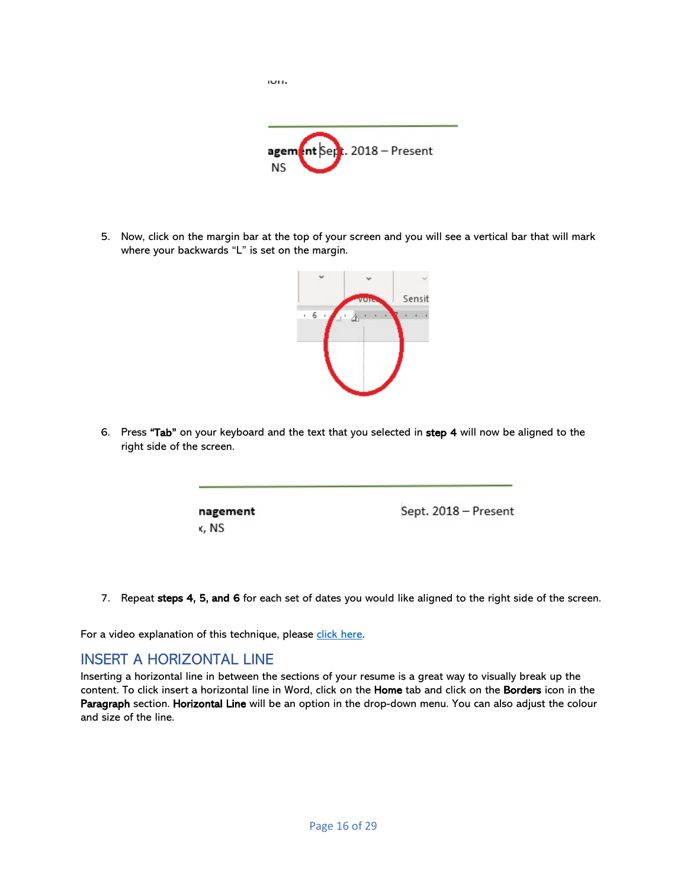5. Now, click on the margin bar at the top of your screen and you will see a vertical bar that will mark where your backwards "L" is set on the margin.

6. Press **"Tab"** on your keyboard and the text that you selected in **step 4** will now be aligned to the right side of the screen.

7. Repeat **steps 4, 5, and 6** for each set of dates you would like aligned to the right side of the screen.

For a video explanation of this technique, please [click here](#).

## INSERT A HORIZONTAL LINE

Inserting a horizontal line in between the sections of your resume is a great way to visually break up the content. To click insert a horizontal line in Word, click on the **Home** tab and click on the **Borders** icon in the **Paragraph** section. **Horizontal Line** will be an option in the drop-down menu. You can also adjust the colour and size of the line.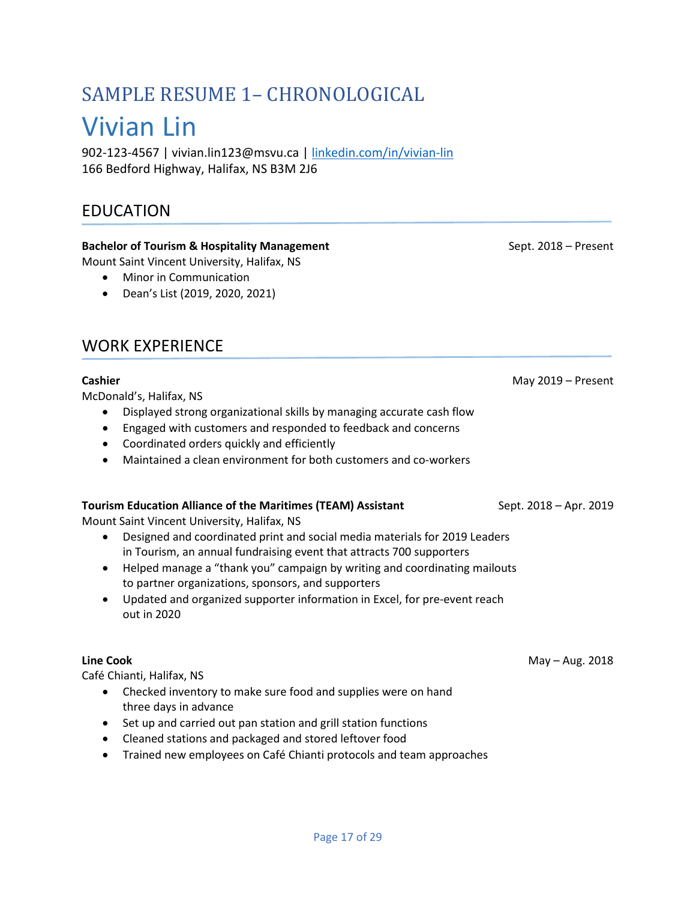# SAMPLE RESUME 1– CHRONOLOGICAL

# Vivian Lin

902-123-4567 | vivian.lin123@msvu.ca | [linkedin.com/in/vivian-lin](linkedin.com/in/vivian-lin)
166 Bedford Highway, Halifax, NS B3M 2J6

## EDUCATION

**Bachelor of Tourism & Hospitality Management** Sept. 2018 – Present
Mount Saint Vincent University, Halifax, NS

- Minor in Communication
- Dean's List (2019, 2020, 2021)

## WORK EXPERIENCE

**Cashier** May 2019 – Present
McDonald's, Halifax, NS

- Displayed strong organizational skills by managing accurate cash flow
- Engaged with customers and responded to feedback and concerns
- Coordinated orders quickly and efficiently
- Maintained a clean environment for both customers and co-workers

**Tourism Education Alliance of the Maritimes (TEAM) Assistant** Sept. 2018 – Apr. 2019
Mount Saint Vincent University, Halifax, NS

- Designed and coordinated print and social media materials for 2019 Leaders in Tourism, an annual fundraising event that attracts 700 supporters
- Helped manage a "thank you" campaign by writing and coordinating mailouts to partner organizations, sponsors, and supporters
- Updated and organized supporter information in Excel, for pre-event reach out in 2020

**Line Cook** May – Aug. 2018
Café Chianti, Halifax, NS

- Checked inventory to make sure food and supplies were on hand three days in advance
- Set up and carried out pan station and grill station functions
- Cleaned stations and packaged and stored leftover food
- Trained new employees on Café Chianti protocols and team approaches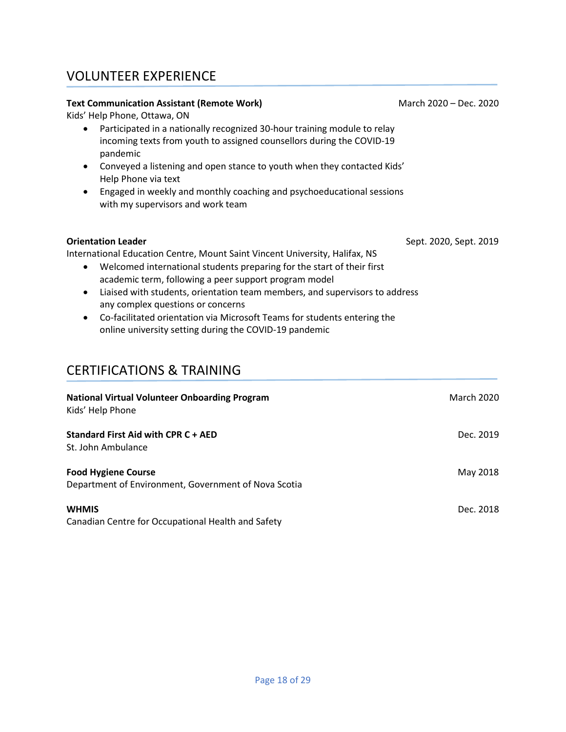## VOLUNTEER EXPERIENCE

**Text Communication Assistant (Remote Work)** March 2020 – Dec. 2020
Kids' Help Phone, Ottawa, ON

- Participated in a nationally recognized 30-hour training module to relay incoming texts from youth to assigned counsellors during the COVID-19 pandemic
- Conveyed a listening and open stance to youth when they contacted Kids' Help Phone via text
- Engaged in weekly and monthly coaching and psychoeducational sessions with my supervisors and work team

**Orientation Leader** Sept. 2020, Sept. 2019
International Education Centre, Mount Saint Vincent University, Halifax, NS

- Welcomed international students preparing for the start of their first academic term, following a peer support program model
- Liaised with students, orientation team members, and supervisors to address any complex questions or concerns
- Co-facilitated orientation via Microsoft Teams for students entering the online university setting during the COVID-19 pandemic

## CERTIFICATIONS & TRAINING

**National Virtual Volunteer Onboarding Program** March 2020
Kids' Help Phone

**Standard First Aid with CPR C + AED** Dec. 2019
St. John Ambulance

**Food Hygiene Course** May 2018
Department of Environment, Government of Nova Scotia

**WHMIS** Dec. 2018
Canadian Centre for Occupational Health and Safety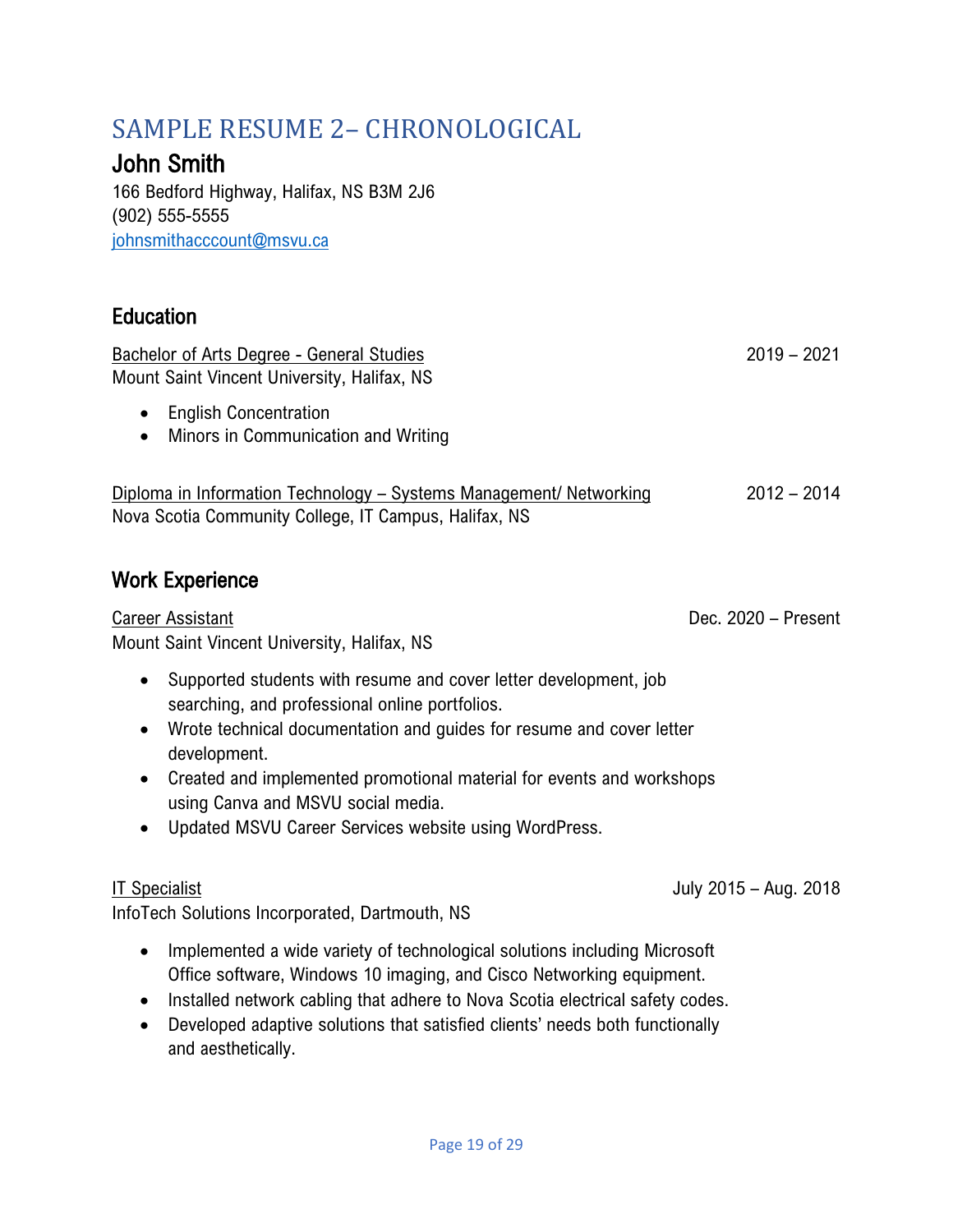# SAMPLE RESUME 2– CHRONOLOGICAL

## John Smith

166 Bedford Highway, Halifax, NS B3M 2J6
(902) 555-5555
johnsmithacccount@msvu.ca

### Education

Bachelor of Arts Degree - General Studies — 2019 – 2021
Mount Saint Vincent University, Halifax, NS

- English Concentration
- Minors in Communication and Writing

Diploma in Information Technology – Systems Management/ Networking — 2012 – 2014
Nova Scotia Community College, IT Campus, Halifax, NS

### Work Experience

Career Assistant — Dec. 2020 – Present
Mount Saint Vincent University, Halifax, NS

- Supported students with resume and cover letter development, job searching, and professional online portfolios.
- Wrote technical documentation and guides for resume and cover letter development.
- Created and implemented promotional material for events and workshops using Canva and MSVU social media.
- Updated MSVU Career Services website using WordPress.

IT Specialist — July 2015 – Aug. 2018
InfoTech Solutions Incorporated, Dartmouth, NS

- Implemented a wide variety of technological solutions including Microsoft Office software, Windows 10 imaging, and Cisco Networking equipment.
- Installed network cabling that adhere to Nova Scotia electrical safety codes.
- Developed adaptive solutions that satisfied clients' needs both functionally and aesthetically.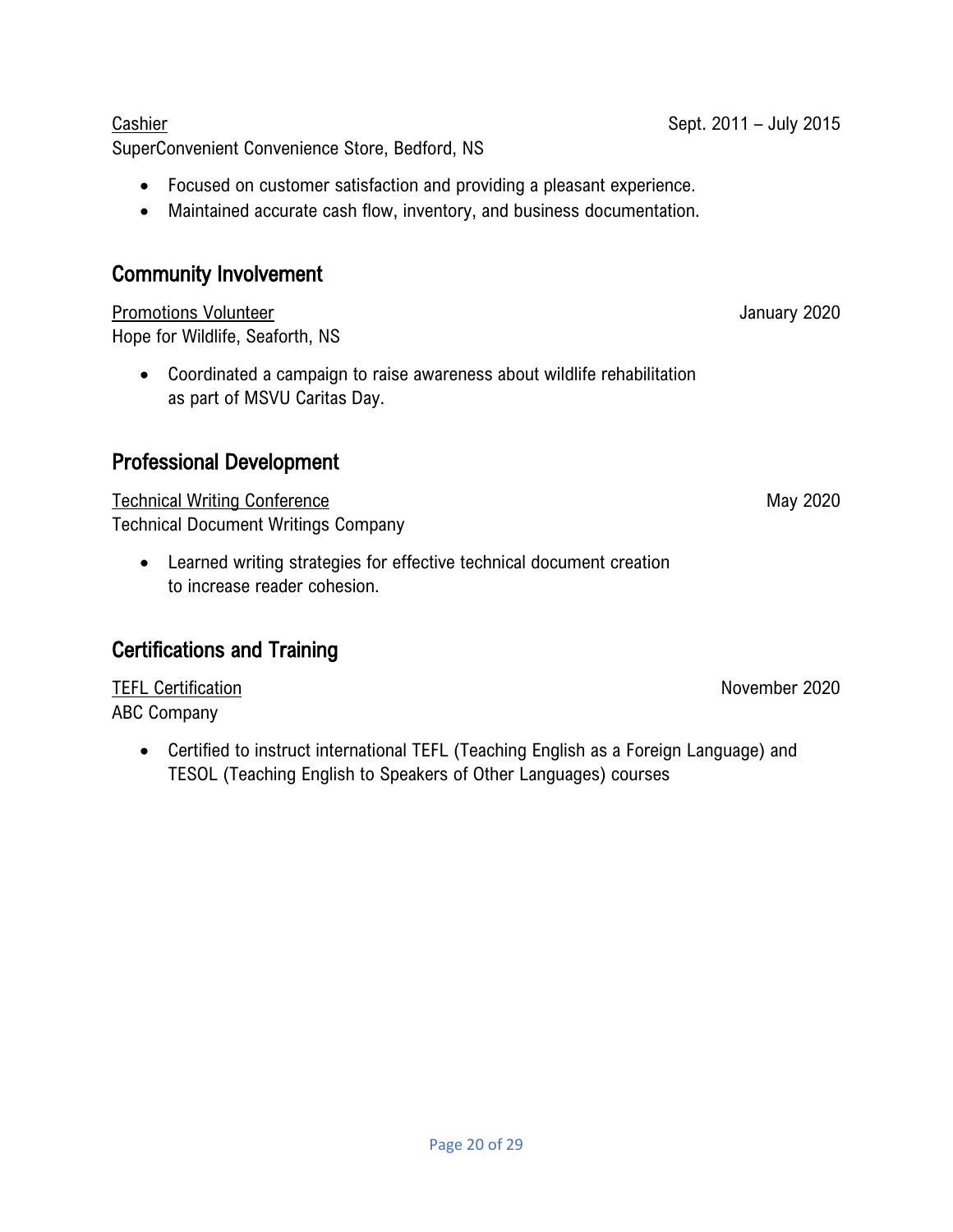<u>Cashier</u> Sept. 2011 – July 2015
SuperConvenient Convenience Store, Bedford, NS

- Focused on customer satisfaction and providing a pleasant experience.
- Maintained accurate cash flow, inventory, and business documentation.

## Community Involvement

<u>Promotions Volunteer</u> January 2020
Hope for Wildlife, Seaforth, NS

- Coordinated a campaign to raise awareness about wildlife rehabilitation as part of MSVU Caritas Day.

## Professional Development

<u>Technical Writing Conference</u> May 2020
Technical Document Writings Company

- Learned writing strategies for effective technical document creation to increase reader cohesion.

## Certifications and Training

<u>TEFL Certification</u> November 2020
ABC Company

- Certified to instruct international TEFL (Teaching English as a Foreign Language) and TESOL (Teaching English to Speakers of Other Languages) courses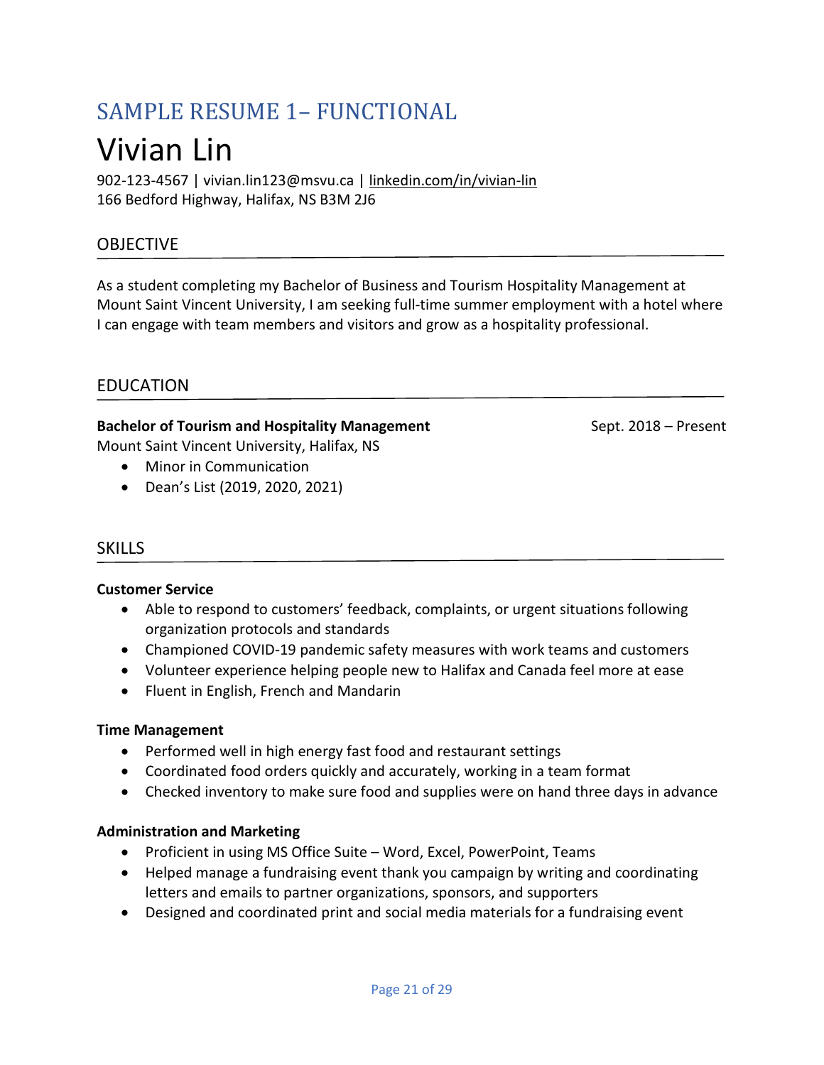## SAMPLE RESUME 1– FUNCTIONAL

# Vivian Lin

902-123-4567 | vivian.lin123@msvu.ca | linkedin.com/in/vivian-lin
166 Bedford Highway, Halifax, NS B3M 2J6

## OBJECTIVE

As a student completing my Bachelor of Business and Tourism Hospitality Management at Mount Saint Vincent University, I am seeking full-time summer employment with a hotel where I can engage with team members and visitors and grow as a hospitality professional.

## EDUCATION

**Bachelor of Tourism and Hospitality Management** Sept. 2018 – Present
Mount Saint Vincent University, Halifax, NS

- Minor in Communication
- Dean's List (2019, 2020, 2021)

## SKILLS

**Customer Service**

- Able to respond to customers' feedback, complaints, or urgent situations following organization protocols and standards
- Championed COVID-19 pandemic safety measures with work teams and customers
- Volunteer experience helping people new to Halifax and Canada feel more at ease
- Fluent in English, French and Mandarin

**Time Management**

- Performed well in high energy fast food and restaurant settings
- Coordinated food orders quickly and accurately, working in a team format
- Checked inventory to make sure food and supplies were on hand three days in advance

**Administration and Marketing**

- Proficient in using MS Office Suite – Word, Excel, PowerPoint, Teams
- Helped manage a fundraising event thank you campaign by writing and coordinating letters and emails to partner organizations, sponsors, and supporters
- Designed and coordinated print and social media materials for a fundraising event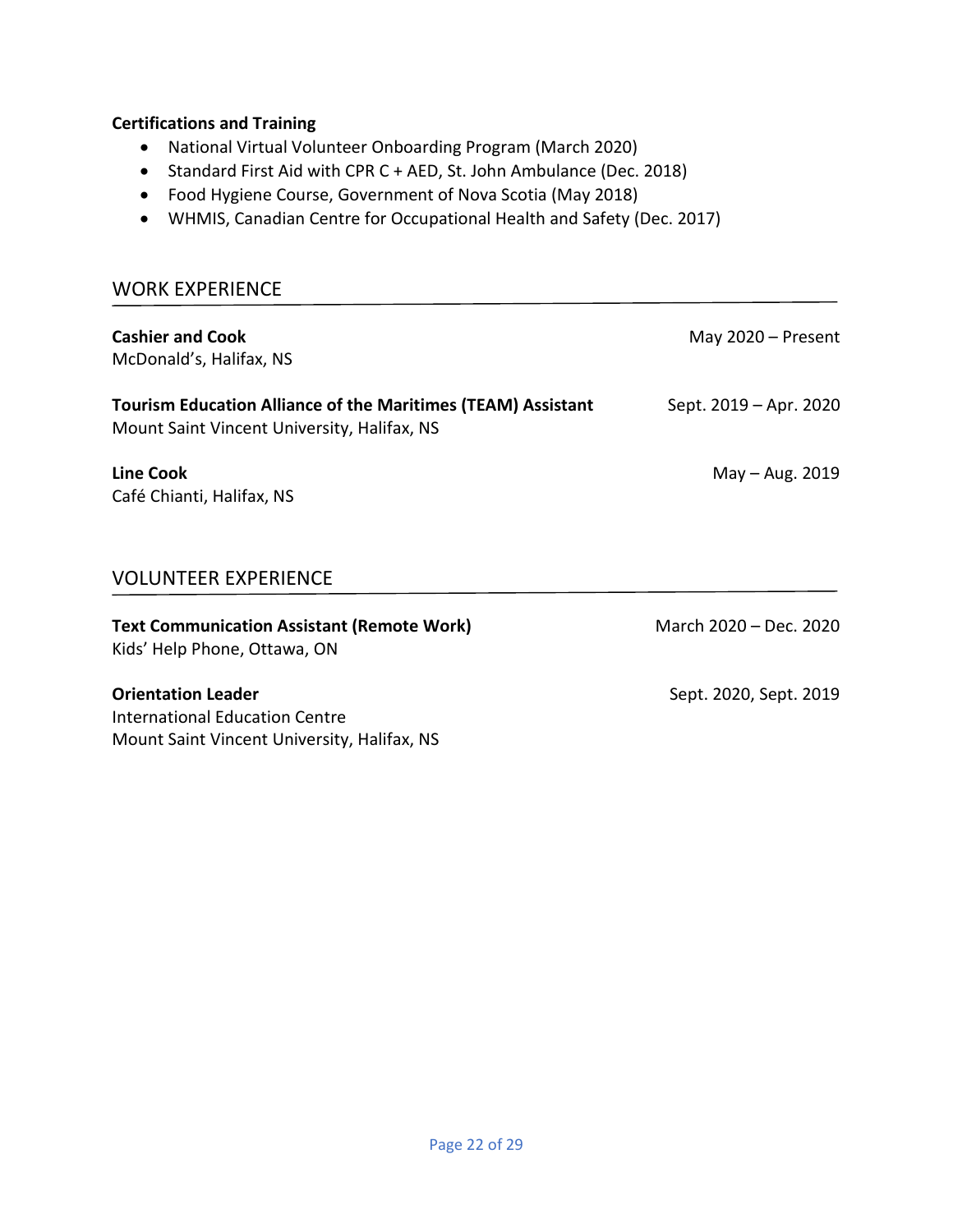**Certifications and Training**

- National Virtual Volunteer Onboarding Program (March 2020)
- Standard First Aid with CPR C + AED, St. John Ambulance (Dec. 2018)
- Food Hygiene Course, Government of Nova Scotia (May 2018)
- WHMIS, Canadian Centre for Occupational Health and Safety (Dec. 2017)

## WORK EXPERIENCE

**Cashier and Cook** — May 2020 – Present
McDonald's, Halifax, NS

**Tourism Education Alliance of the Maritimes (TEAM) Assistant** — Sept. 2019 – Apr. 2020
Mount Saint Vincent University, Halifax, NS

**Line Cook** — May – Aug. 2019
Café Chianti, Halifax, NS

## VOLUNTEER EXPERIENCE

**Text Communication Assistant (Remote Work)** — March 2020 – Dec. 2020
Kids' Help Phone, Ottawa, ON

**Orientation Leader** — Sept. 2020, Sept. 2019
International Education Centre
Mount Saint Vincent University, Halifax, NS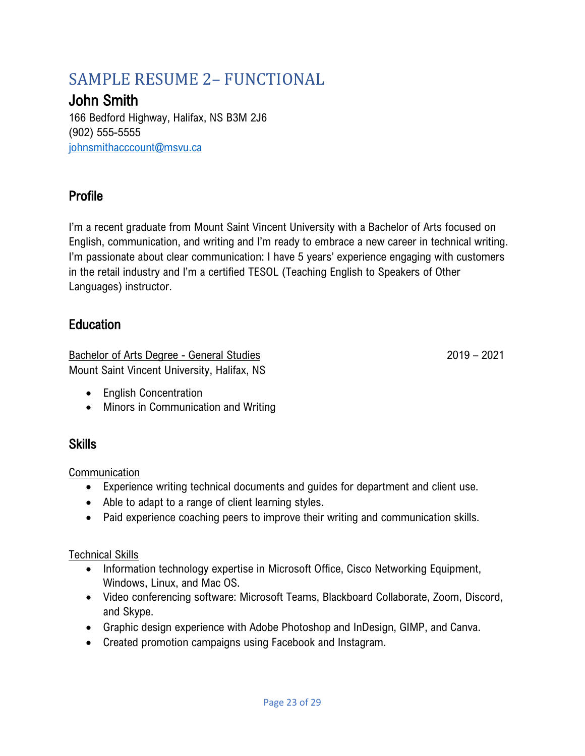# SAMPLE RESUME 2– FUNCTIONAL

## John Smith

166 Bedford Highway, Halifax, NS B3M 2J6
(902) 555-5555
johnsmithacccount@msvu.ca

### Profile

I'm a recent graduate from Mount Saint Vincent University with a Bachelor of Arts focused on English, communication, and writing and I'm ready to embrace a new career in technical writing. I'm passionate about clear communication: I have 5 years' experience engaging with customers in the retail industry and I'm a certified TESOL (Teaching English to Speakers of Other Languages) instructor.

### Education

Bachelor of Arts Degree - General Studies 2019 – 2021
Mount Saint Vincent University, Halifax, NS

- English Concentration
- Minors in Communication and Writing

### Skills

Communication

- Experience writing technical documents and guides for department and client use.
- Able to adapt to a range of client learning styles.
- Paid experience coaching peers to improve their writing and communication skills.

Technical Skills

- Information technology expertise in Microsoft Office, Cisco Networking Equipment, Windows, Linux, and Mac OS.
- Video conferencing software: Microsoft Teams, Blackboard Collaborate, Zoom, Discord, and Skype.
- Graphic design experience with Adobe Photoshop and InDesign, GIMP, and Canva.
- Created promotion campaigns using Facebook and Instagram.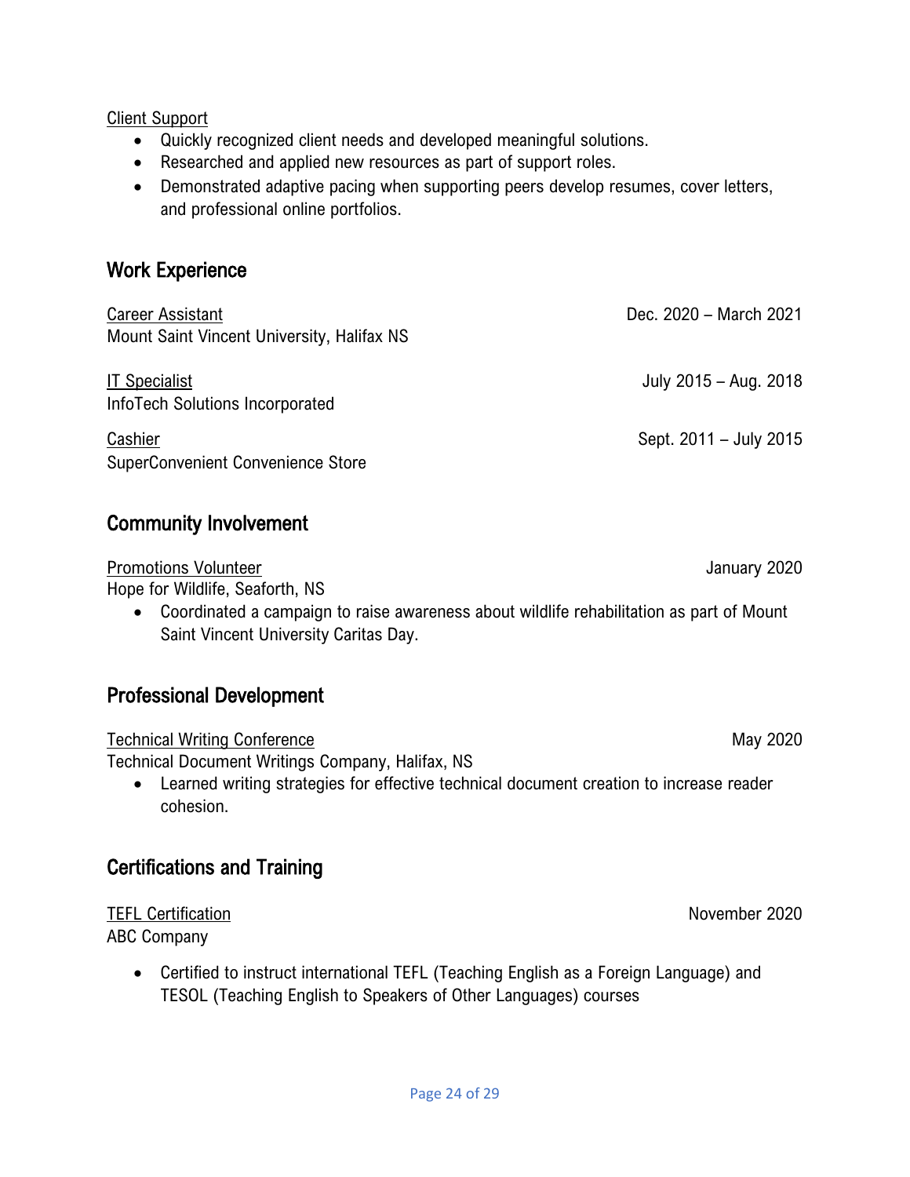Client Support

- Quickly recognized client needs and developed meaningful solutions.
- Researched and applied new resources as part of support roles.
- Demonstrated adaptive pacing when supporting peers develop resumes, cover letters, and professional online portfolios.

## Work Experience

Career Assistant — Dec. 2020 – March 2021
Mount Saint Vincent University, Halifax NS

IT Specialist — July 2015 – Aug. 2018
InfoTech Solutions Incorporated

Cashier — Sept. 2011 – July 2015
SuperConvenient Convenience Store

## Community Involvement

Promotions Volunteer — January 2020
Hope for Wildlife, Seaforth, NS

- Coordinated a campaign to raise awareness about wildlife rehabilitation as part of Mount Saint Vincent University Caritas Day.

## Professional Development

Technical Writing Conference — May 2020
Technical Document Writings Company, Halifax, NS

- Learned writing strategies for effective technical document creation to increase reader cohesion.

## Certifications and Training

TEFL Certification — November 2020
ABC Company

- Certified to instruct international TEFL (Teaching English as a Foreign Language) and TESOL (Teaching English to Speakers of Other Languages) courses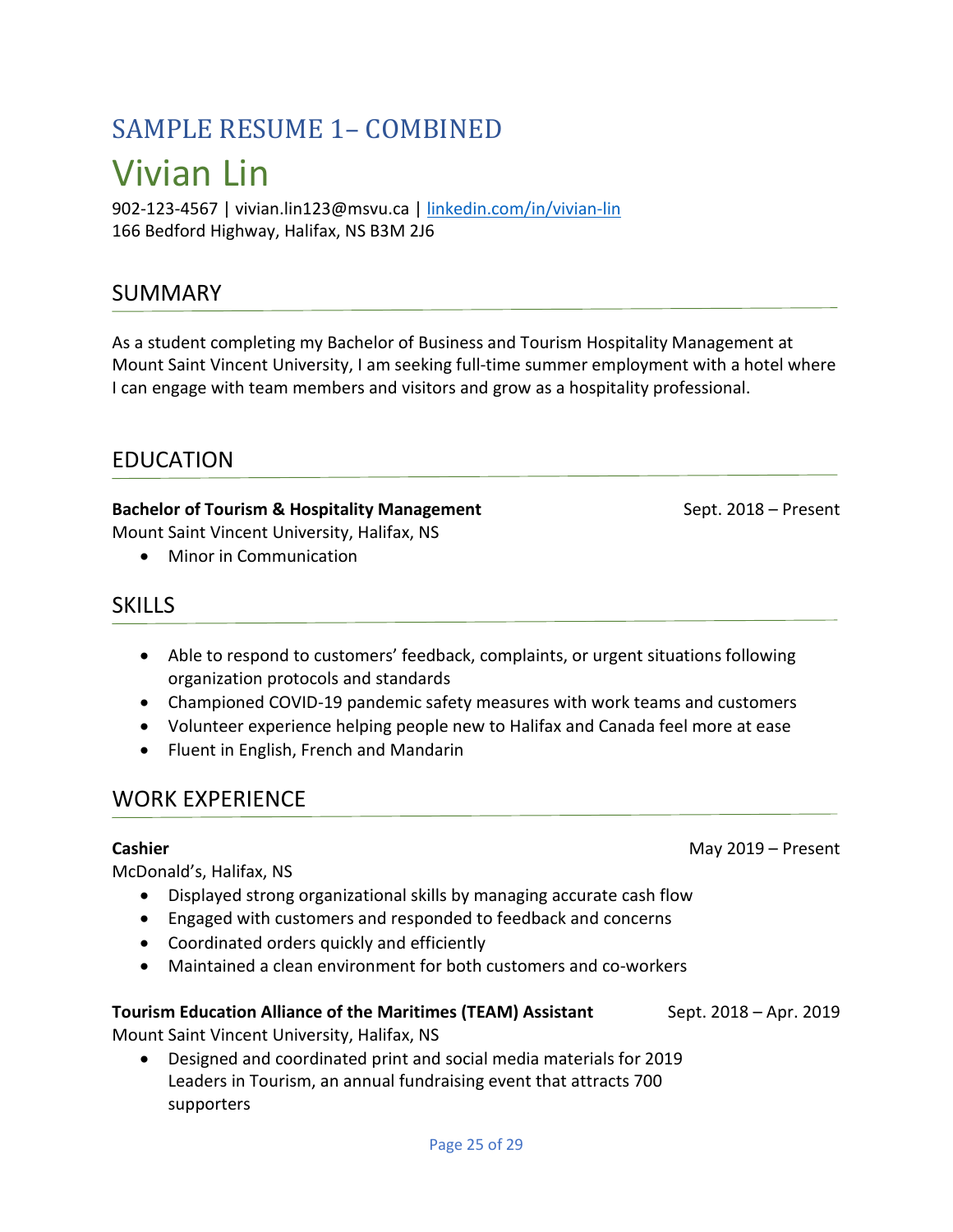# SAMPLE RESUME 1– COMBINED

## Vivian Lin

902-123-4567 | vivian.lin123@msvu.ca | [linkedin.com/in/vivian-lin](linkedin.com/in/vivian-lin)
166 Bedford Highway, Halifax, NS B3M 2J6

## SUMMARY

As a student completing my Bachelor of Business and Tourism Hospitality Management at Mount Saint Vincent University, I am seeking full-time summer employment with a hotel where I can engage with team members and visitors and grow as a hospitality professional.

## EDUCATION

**Bachelor of Tourism & Hospitality Management** — Sept. 2018 – Present
Mount Saint Vincent University, Halifax, NS

- Minor in Communication

## SKILLS

- Able to respond to customers' feedback, complaints, or urgent situations following organization protocols and standards
- Championed COVID-19 pandemic safety measures with work teams and customers
- Volunteer experience helping people new to Halifax and Canada feel more at ease
- Fluent in English, French and Mandarin

## WORK EXPERIENCE

**Cashier** — May 2019 – Present
McDonald's, Halifax, NS

- Displayed strong organizational skills by managing accurate cash flow
- Engaged with customers and responded to feedback and concerns
- Coordinated orders quickly and efficiently
- Maintained a clean environment for both customers and co-workers

**Tourism Education Alliance of the Maritimes (TEAM) Assistant** — Sept. 2018 – Apr. 2019
Mount Saint Vincent University, Halifax, NS

- Designed and coordinated print and social media materials for 2019 Leaders in Tourism, an annual fundraising event that attracts 700 supporters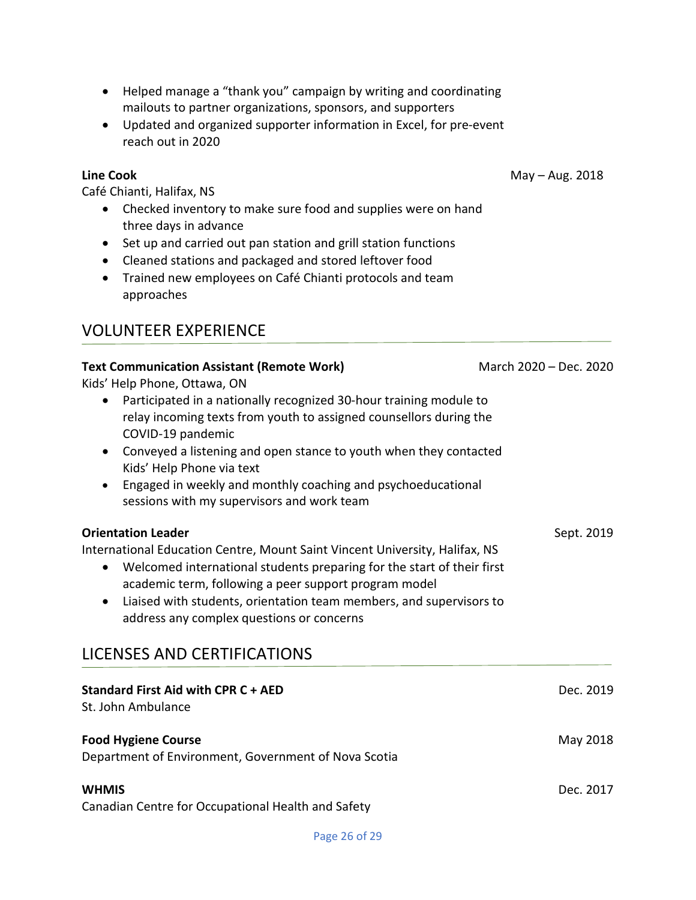- Helped manage a “thank you” campaign by writing and coordinating mailouts to partner organizations, sponsors, and supporters
- Updated and organized supporter information in Excel, for pre-event reach out in 2020

**Line Cook** May – Aug. 2018
Café Chianti, Halifax, NS

- Checked inventory to make sure food and supplies were on hand three days in advance
- Set up and carried out pan station and grill station functions
- Cleaned stations and packaged and stored leftover food
- Trained new employees on Café Chianti protocols and team approaches

## VOLUNTEER EXPERIENCE

**Text Communication Assistant (Remote Work)** March 2020 – Dec. 2020
Kids’ Help Phone, Ottawa, ON

- Participated in a nationally recognized 30-hour training module to relay incoming texts from youth to assigned counsellors during the COVID-19 pandemic
- Conveyed a listening and open stance to youth when they contacted Kids’ Help Phone via text
- Engaged in weekly and monthly coaching and psychoeducational sessions with my supervisors and work team

**Orientation Leader** Sept. 2019
International Education Centre, Mount Saint Vincent University, Halifax, NS

- Welcomed international students preparing for the start of their first academic term, following a peer support program model
- Liaised with students, orientation team members, and supervisors to address any complex questions or concerns

## LICENSES AND CERTIFICATIONS

**Standard First Aid with CPR C + AED** Dec. 2019
St. John Ambulance

**Food Hygiene Course** May 2018
Department of Environment, Government of Nova Scotia

**WHMIS** Dec. 2017
Canadian Centre for Occupational Health and Safety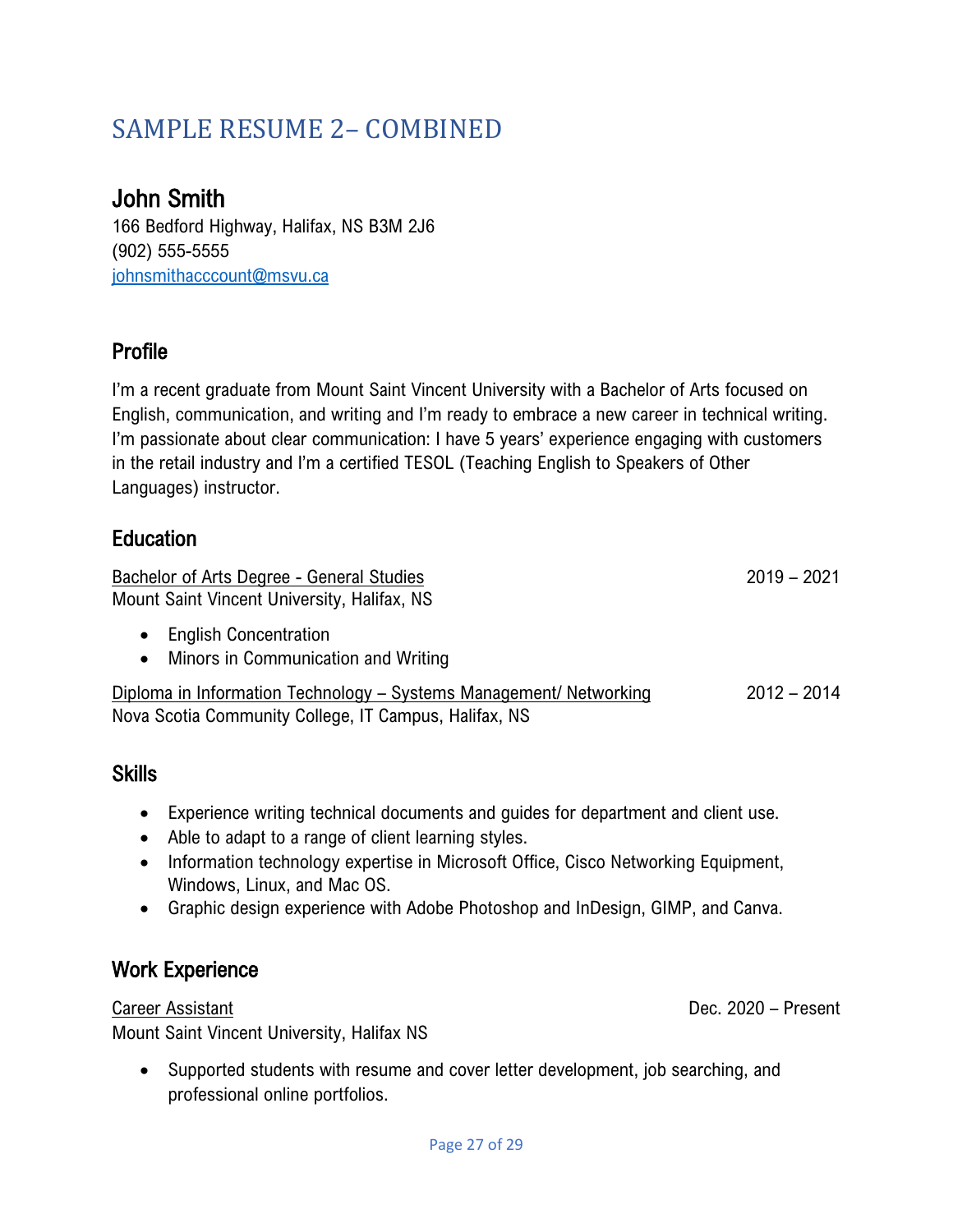# SAMPLE RESUME 2– COMBINED

## John Smith

166 Bedford Highway, Halifax, NS B3M 2J6
(902) 555-5555
johnsmithacccount@msvu.ca

### Profile

I'm a recent graduate from Mount Saint Vincent University with a Bachelor of Arts focused on English, communication, and writing and I'm ready to embrace a new career in technical writing. I'm passionate about clear communication: I have 5 years' experience engaging with customers in the retail industry and I'm a certified TESOL (Teaching English to Speakers of Other Languages) instructor.

### Education

Bachelor of Arts Degree - General Studies — 2019 – 2021
Mount Saint Vincent University, Halifax, NS

- English Concentration
- Minors in Communication and Writing

Diploma in Information Technology – Systems Management/ Networking — 2012 – 2014
Nova Scotia Community College, IT Campus, Halifax, NS

### Skills

- Experience writing technical documents and guides for department and client use.
- Able to adapt to a range of client learning styles.
- Information technology expertise in Microsoft Office, Cisco Networking Equipment, Windows, Linux, and Mac OS.
- Graphic design experience with Adobe Photoshop and InDesign, GIMP, and Canva.

### Work Experience

Career Assistant — Dec. 2020 – Present
Mount Saint Vincent University, Halifax NS

- Supported students with resume and cover letter development, job searching, and professional online portfolios.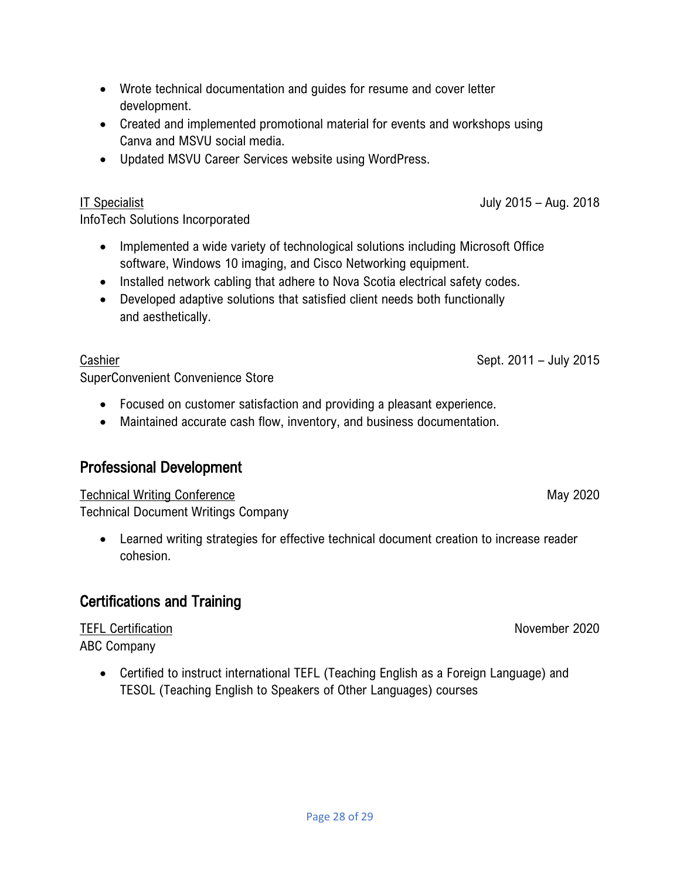- Wrote technical documentation and guides for resume and cover letter development.
- Created and implemented promotional material for events and workshops using Canva and MSVU social media.
- Updated MSVU Career Services website using WordPress.

IT Specialist July 2015 – Aug. 2018
InfoTech Solutions Incorporated

- Implemented a wide variety of technological solutions including Microsoft Office software, Windows 10 imaging, and Cisco Networking equipment.
- Installed network cabling that adhere to Nova Scotia electrical safety codes.
- Developed adaptive solutions that satisfied client needs both functionally and aesthetically.

Cashier Sept. 2011 – July 2015
SuperConvenient Convenience Store

- Focused on customer satisfaction and providing a pleasant experience.
- Maintained accurate cash flow, inventory, and business documentation.

## Professional Development

Technical Writing Conference May 2020
Technical Document Writings Company

- Learned writing strategies for effective technical document creation to increase reader cohesion.

## Certifications and Training

TEFL Certification November 2020
ABC Company

- Certified to instruct international TEFL (Teaching English as a Foreign Language) and TESOL (Teaching English to Speakers of Other Languages) courses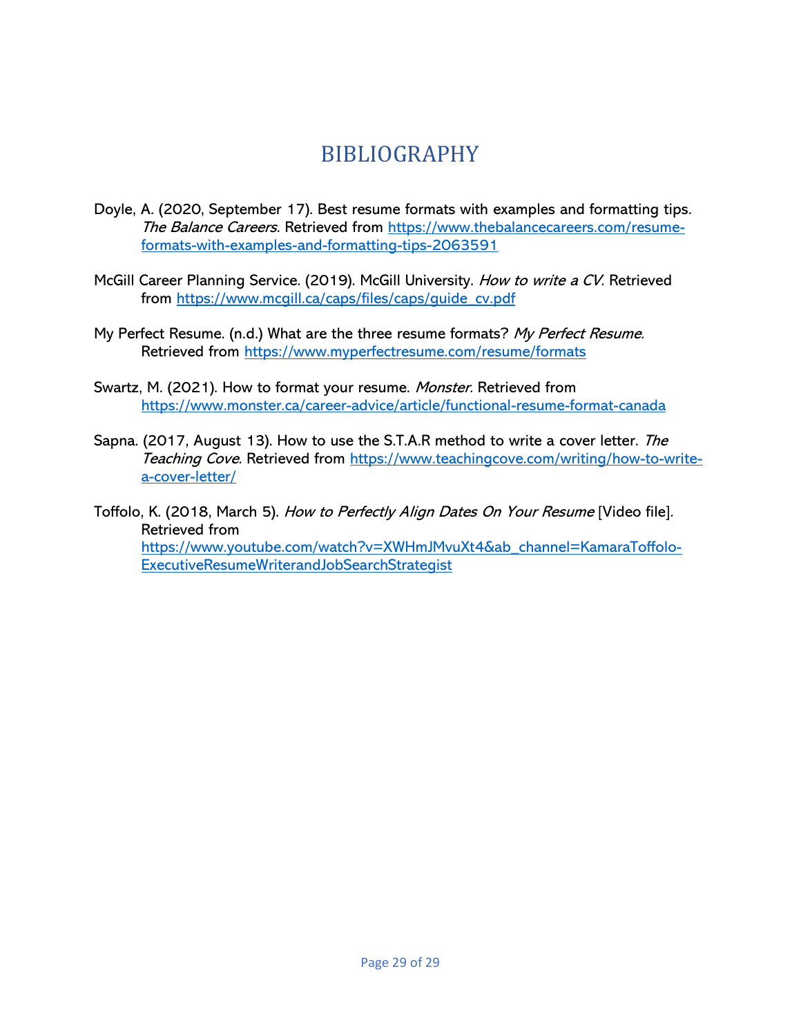# BIBLIOGRAPHY

Doyle, A. (2020, September 17). Best resume formats with examples and formatting tips. *The Balance Careers.* Retrieved from https://www.thebalancecareers.com/resume-formats-with-examples-and-formatting-tips-2063591

McGill Career Planning Service. (2019). McGill University. *How to write a CV.* Retrieved from https://www.mcgill.ca/caps/files/caps/guide_cv.pdf

My Perfect Resume. (n.d.) What are the three resume formats? *My Perfect Resume.* Retrieved from https://www.myperfectresume.com/resume/formats

Swartz, M. (2021). How to format your resume. *Monster.* Retrieved from https://www.monster.ca/career-advice/article/functional-resume-format-canada

Sapna. (2017, August 13). How to use the S.T.A.R method to write a cover letter. *The Teaching Cove.* Retrieved from https://www.teachingcove.com/writing/how-to-write-a-cover-letter/

Toffolo, K. (2018, March 5). *How to Perfectly Align Dates On Your Resume* [Video file]. Retrieved from https://www.youtube.com/watch?v=XWHmJMvuXt4&ab_channel=KamaraToffolo-ExecutiveResumeWriterandJobSearchStrategist